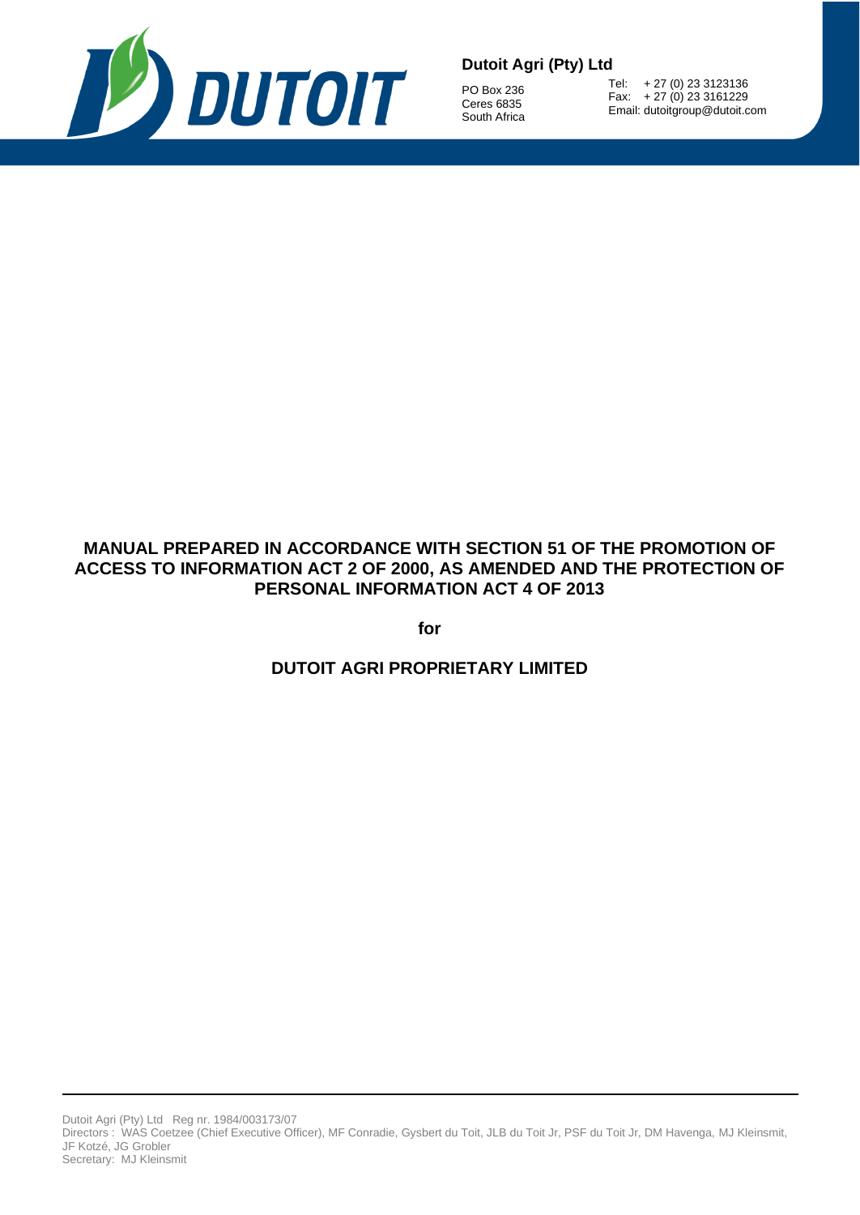**Dutoit Agri (Pty) Ltd**

PO Box 236
Ceres 6835
South Africa

Tel: + 27 (0) 23 3123136
Fax: + 27 (0) 23 3161229
Email: dutoitgroup@dutoit.com

# MANUAL PREPARED IN ACCORDANCE WITH SECTION 51 OF THE PROMOTION OF ACCESS TO INFORMATION ACT 2 OF 2000, AS AMENDED AND THE PROTECTION OF PERSONAL INFORMATION ACT 4 OF 2013

**for**

## DUTOIT AGRI PROPRIETARY LIMITED

Dutoit Agri (Pty) Ltd Reg nr. 1984/003173/07
Directors : WAS Coetzee (Chief Executive Officer), MF Conradie, Gysbert du Toit, JLB du Toit Jr, PSF du Toit Jr, DM Havenga, MJ Kleinsmit, JF Kotzé, JG Grobler
Secretary: MJ Kleinsmit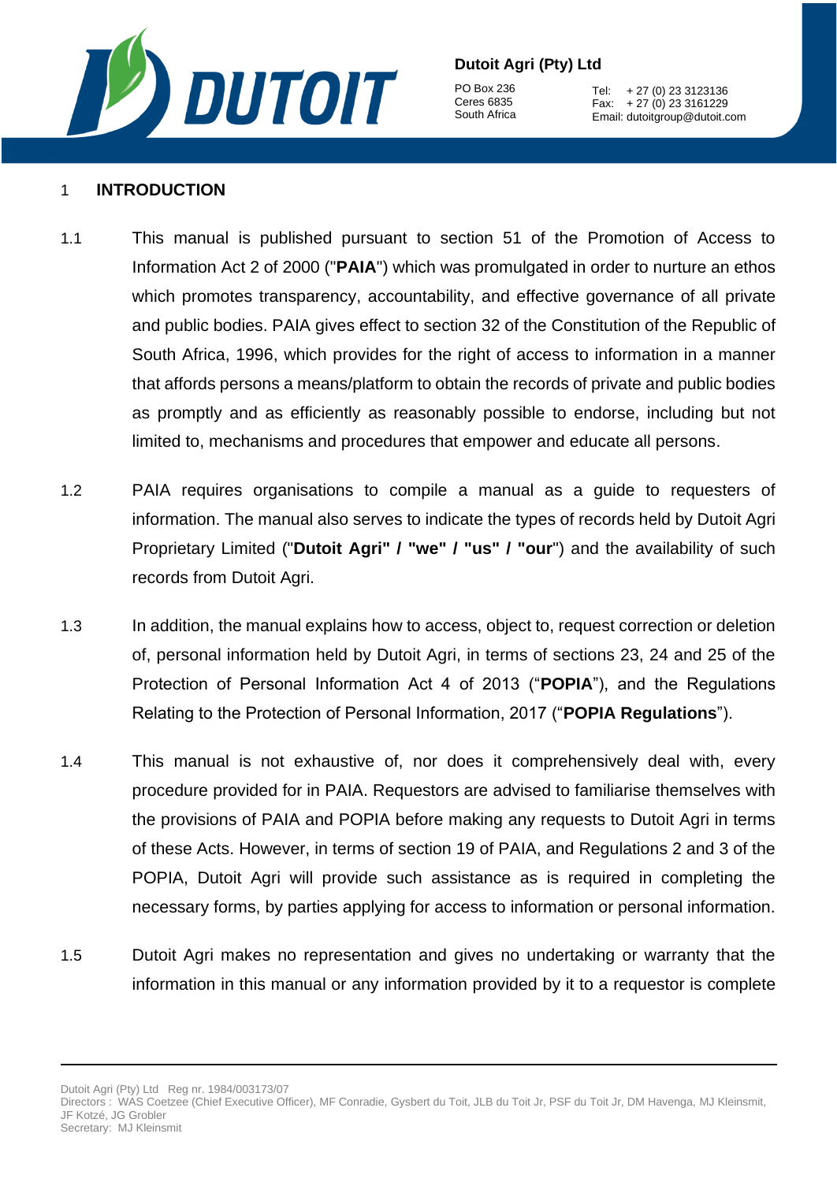## 1 INTRODUCTION

1.1 This manual is published pursuant to section 51 of the Promotion of Access to Information Act 2 of 2000 ("**PAIA**") which was promulgated in order to nurture an ethos which promotes transparency, accountability, and effective governance of all private and public bodies. PAIA gives effect to section 32 of the Constitution of the Republic of South Africa, 1996, which provides for the right of access to information in a manner that affords persons a means/platform to obtain the records of private and public bodies as promptly and as efficiently as reasonably possible to endorse, including but not limited to, mechanisms and procedures that empower and educate all persons.

1.2 PAIA requires organisations to compile a manual as a guide to requesters of information. The manual also serves to indicate the types of records held by Dutoit Agri Proprietary Limited ("**Dutoit Agri" / "we" / "us" / "our**") and the availability of such records from Dutoit Agri.

1.3 In addition, the manual explains how to access, object to, request correction or deletion of, personal information held by Dutoit Agri, in terms of sections 23, 24 and 25 of the Protection of Personal Information Act 4 of 2013 ("**POPIA**"), and the Regulations Relating to the Protection of Personal Information, 2017 ("**POPIA Regulations**").

1.4 This manual is not exhaustive of, nor does it comprehensively deal with, every procedure provided for in PAIA. Requestors are advised to familiarise themselves with the provisions of PAIA and POPIA before making any requests to Dutoit Agri in terms of these Acts. However, in terms of section 19 of PAIA, and Regulations 2 and 3 of the POPIA, Dutoit Agri will provide such assistance as is required in completing the necessary forms, by parties applying for access to information or personal information.

1.5 Dutoit Agri makes no representation and gives no undertaking or warranty that the information in this manual or any information provided by it to a requestor is complete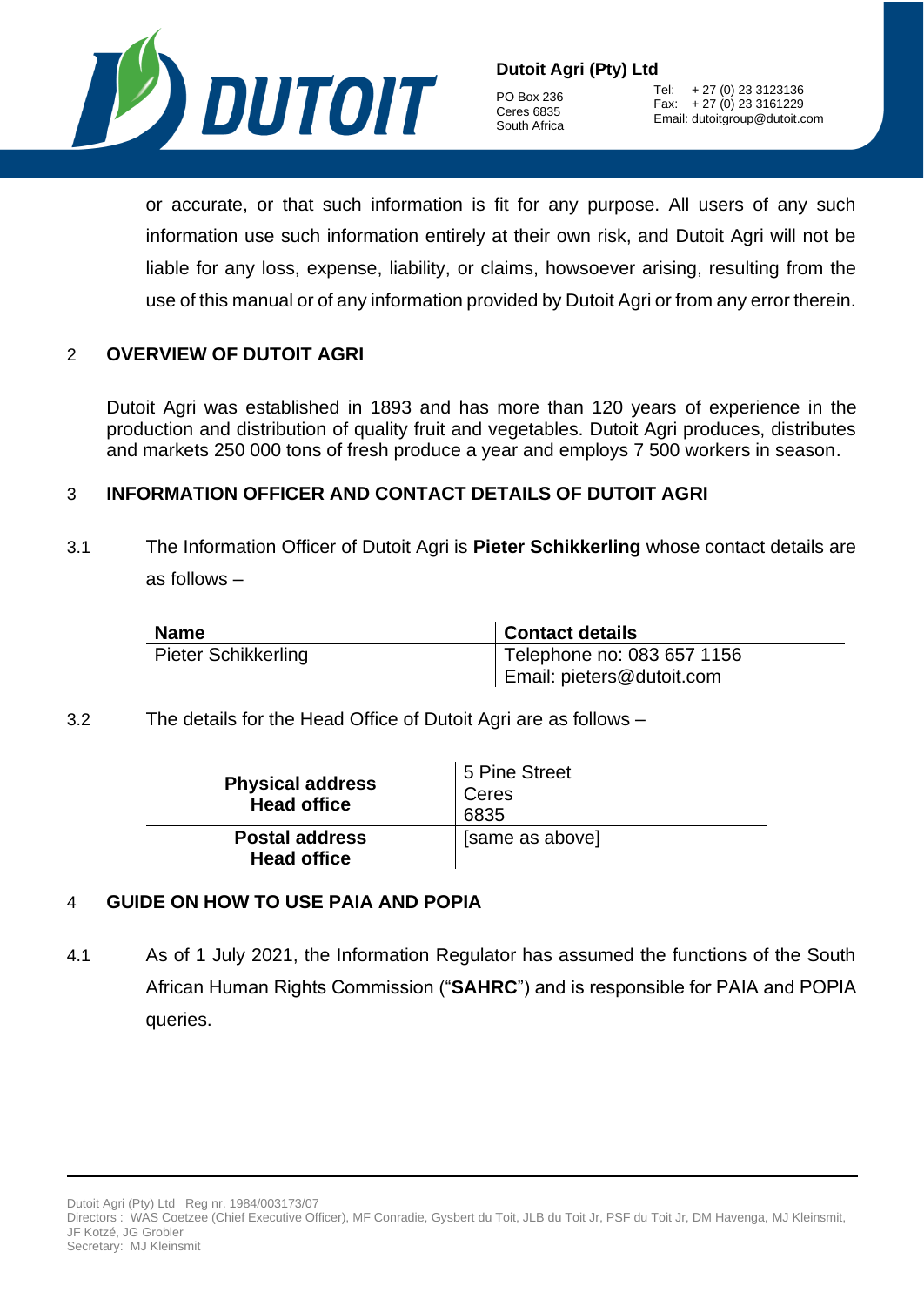or accurate, or that such information is fit for any purpose. All users of any such information use such information entirely at their own risk, and Dutoit Agri will not be liable for any loss, expense, liability, or claims, howsoever arising, resulting from the use of this manual or of any information provided by Dutoit Agri or from any error therein.

## 2 OVERVIEW OF DUTOIT AGRI

Dutoit Agri was established in 1893 and has more than 120 years of experience in the production and distribution of quality fruit and vegetables. Dutoit Agri produces, distributes and markets 250 000 tons of fresh produce a year and employs 7 500 workers in season.

## 3 INFORMATION OFFICER AND CONTACT DETAILS OF DUTOIT AGRI

3.1 The Information Officer of Dutoit Agri is **Pieter Schikkerling** whose contact details are as follows –

| Name | Contact details |
|---|---|
| Pieter Schikkerling | Telephone no: 083 657 1156<br>Email: pieters@dutoit.com |

3.2 The details for the Head Office of Dutoit Agri are as follows –

| | |
|---|---|
| **Physical address Head office** | 5 Pine Street<br>Ceres<br>6835 |
| **Postal address Head office** | [same as above] |

## 4 GUIDE ON HOW TO USE PAIA AND POPIA

4.1 As of 1 July 2021, the Information Regulator has assumed the functions of the South African Human Rights Commission ("**SAHRC**") and is responsible for PAIA and POPIA queries.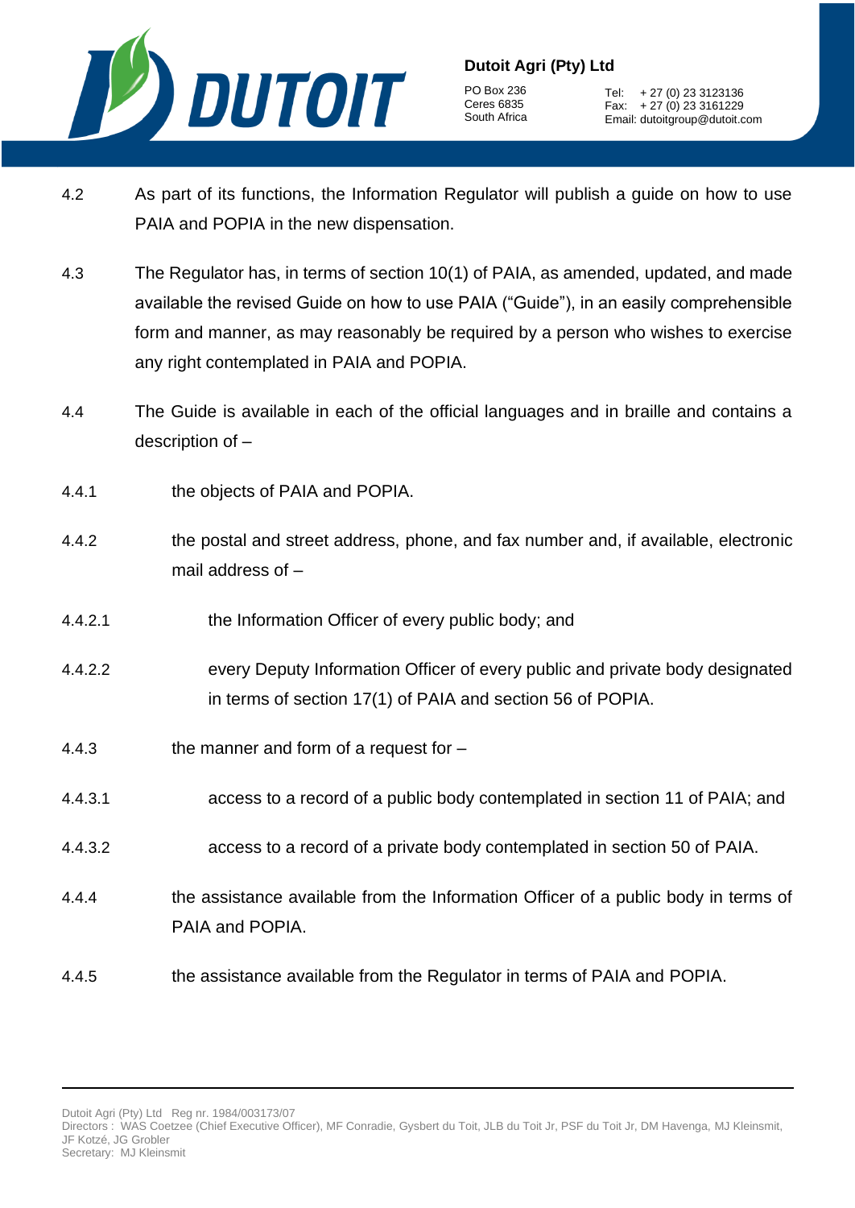4.2 As part of its functions, the Information Regulator will publish a guide on how to use PAIA and POPIA in the new dispensation.

4.3 The Regulator has, in terms of section 10(1) of PAIA, as amended, updated, and made available the revised Guide on how to use PAIA ("Guide"), in an easily comprehensible form and manner, as may reasonably be required by a person who wishes to exercise any right contemplated in PAIA and POPIA.

4.4 The Guide is available in each of the official languages and in braille and contains a description of –

4.4.1 the objects of PAIA and POPIA.

4.4.2 the postal and street address, phone, and fax number and, if available, electronic mail address of –

4.4.2.1 the Information Officer of every public body; and

4.4.2.2 every Deputy Information Officer of every public and private body designated in terms of section 17(1) of PAIA and section 56 of POPIA.

4.4.3 the manner and form of a request for –

4.4.3.1 access to a record of a public body contemplated in section 11 of PAIA; and

4.4.3.2 access to a record of a private body contemplated in section 50 of PAIA.

4.4.4 the assistance available from the Information Officer of a public body in terms of PAIA and POPIA.

4.4.5 the assistance available from the Regulator in terms of PAIA and POPIA.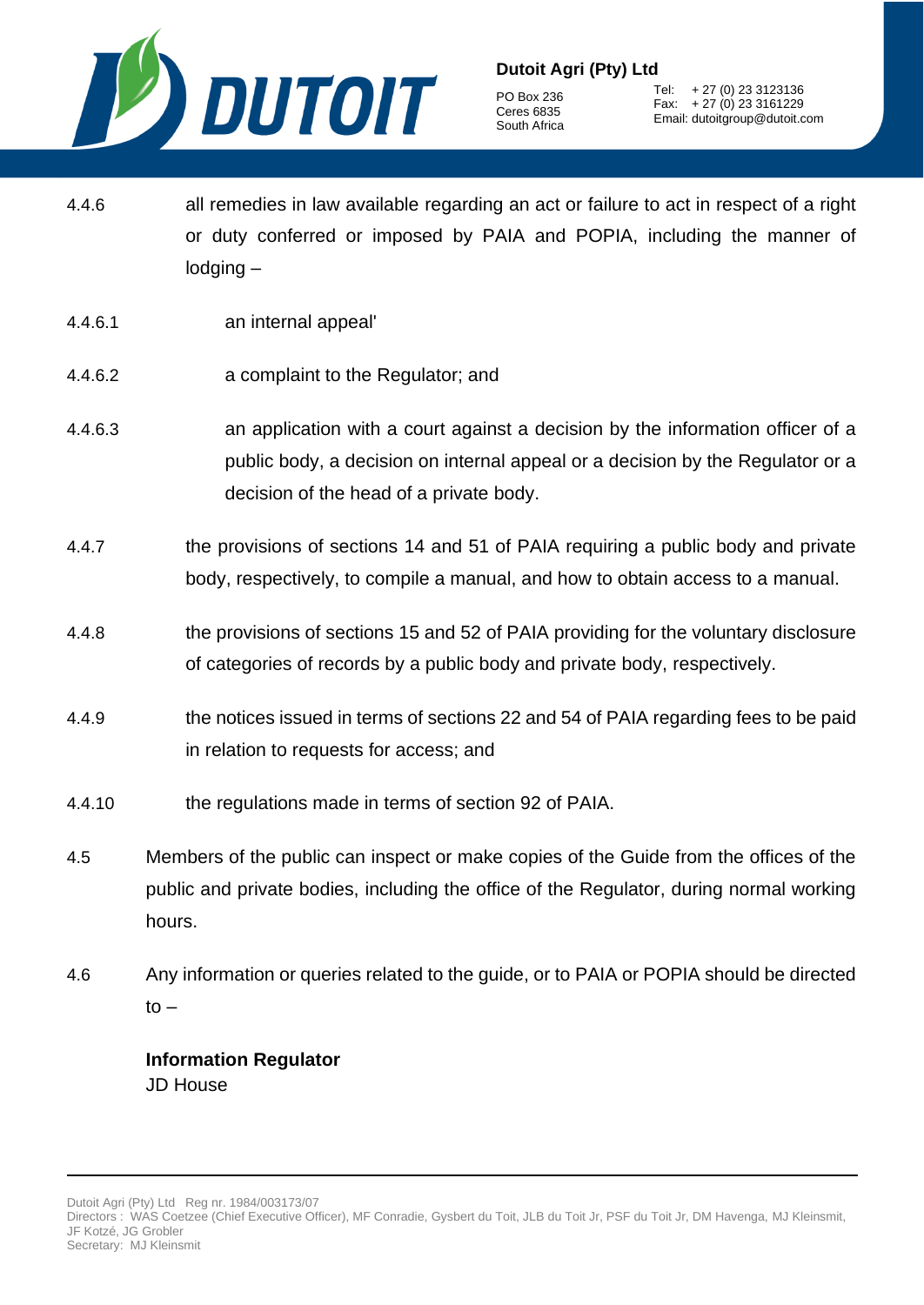4.4.6 all remedies in law available regarding an act or failure to act in respect of a right or duty conferred or imposed by PAIA and POPIA, including the manner of lodging –

4.4.6.1 an internal appeal'

4.4.6.2 a complaint to the Regulator; and

4.4.6.3 an application with a court against a decision by the information officer of a public body, a decision on internal appeal or a decision by the Regulator or a decision of the head of a private body.

4.4.7 the provisions of sections 14 and 51 of PAIA requiring a public body and private body, respectively, to compile a manual, and how to obtain access to a manual.

4.4.8 the provisions of sections 15 and 52 of PAIA providing for the voluntary disclosure of categories of records by a public body and private body, respectively.

4.4.9 the notices issued in terms of sections 22 and 54 of PAIA regarding fees to be paid in relation to requests for access; and

4.4.10 the regulations made in terms of section 92 of PAIA.

4.5 Members of the public can inspect or make copies of the Guide from the offices of the public and private bodies, including the office of the Regulator, during normal working hours.

4.6 Any information or queries related to the guide, or to PAIA or POPIA should be directed to –

**Information Regulator**
JD House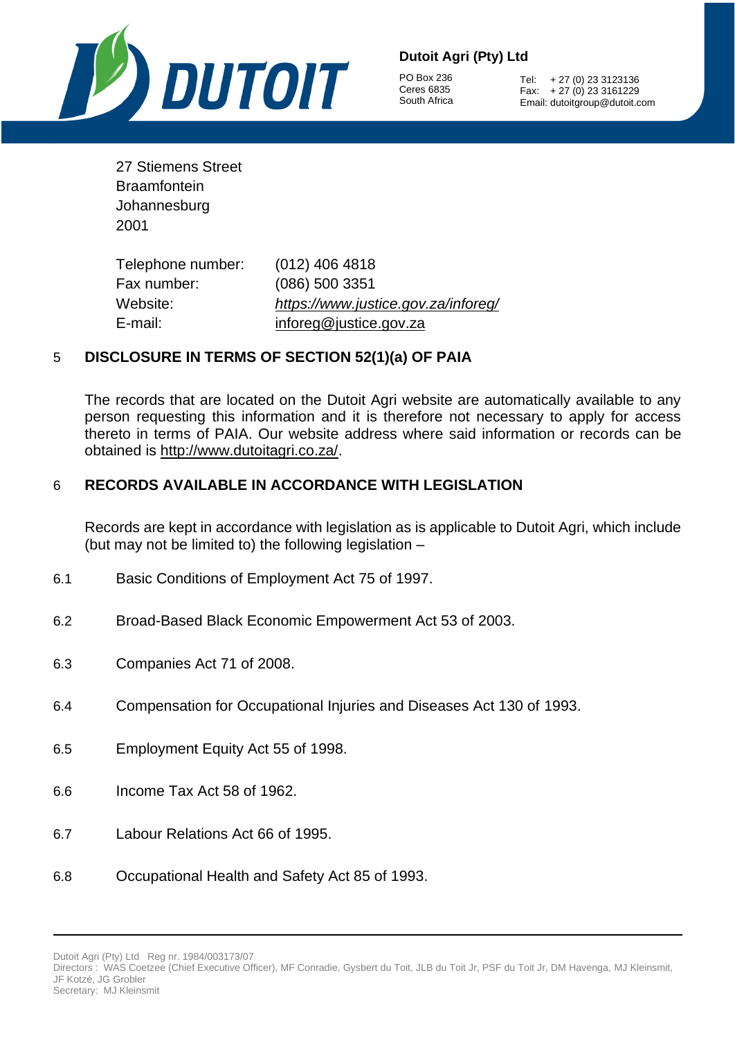27 Stiemens Street
Braamfontein
Johannesburg
2001

| | |
|---|---|
| Telephone number: | (012) 406 4818 |
| Fax number: | (086) 500 3351 |
| Website: | *https://www.justice.gov.za/inforeg/* |
| E-mail: | inforeg@justice.gov.za |

## 5 DISCLOSURE IN TERMS OF SECTION 52(1)(a) OF PAIA

The records that are located on the Dutoit Agri website are automatically available to any person requesting this information and it is therefore not necessary to apply for access thereto in terms of PAIA. Our website address where said information or records can be obtained is http://www.dutoitagri.co.za/.

## 6 RECORDS AVAILABLE IN ACCORDANCE WITH LEGISLATION

Records are kept in accordance with legislation as is applicable to Dutoit Agri, which include (but may not be limited to) the following legislation –

6.1 Basic Conditions of Employment Act 75 of 1997.

6.2 Broad-Based Black Economic Empowerment Act 53 of 2003.

6.3 Companies Act 71 of 2008.

6.4 Compensation for Occupational Injuries and Diseases Act 130 of 1993.

6.5 Employment Equity Act 55 of 1998.

6.6 Income Tax Act 58 of 1962.

6.7 Labour Relations Act 66 of 1995.

6.8 Occupational Health and Safety Act 85 of 1993.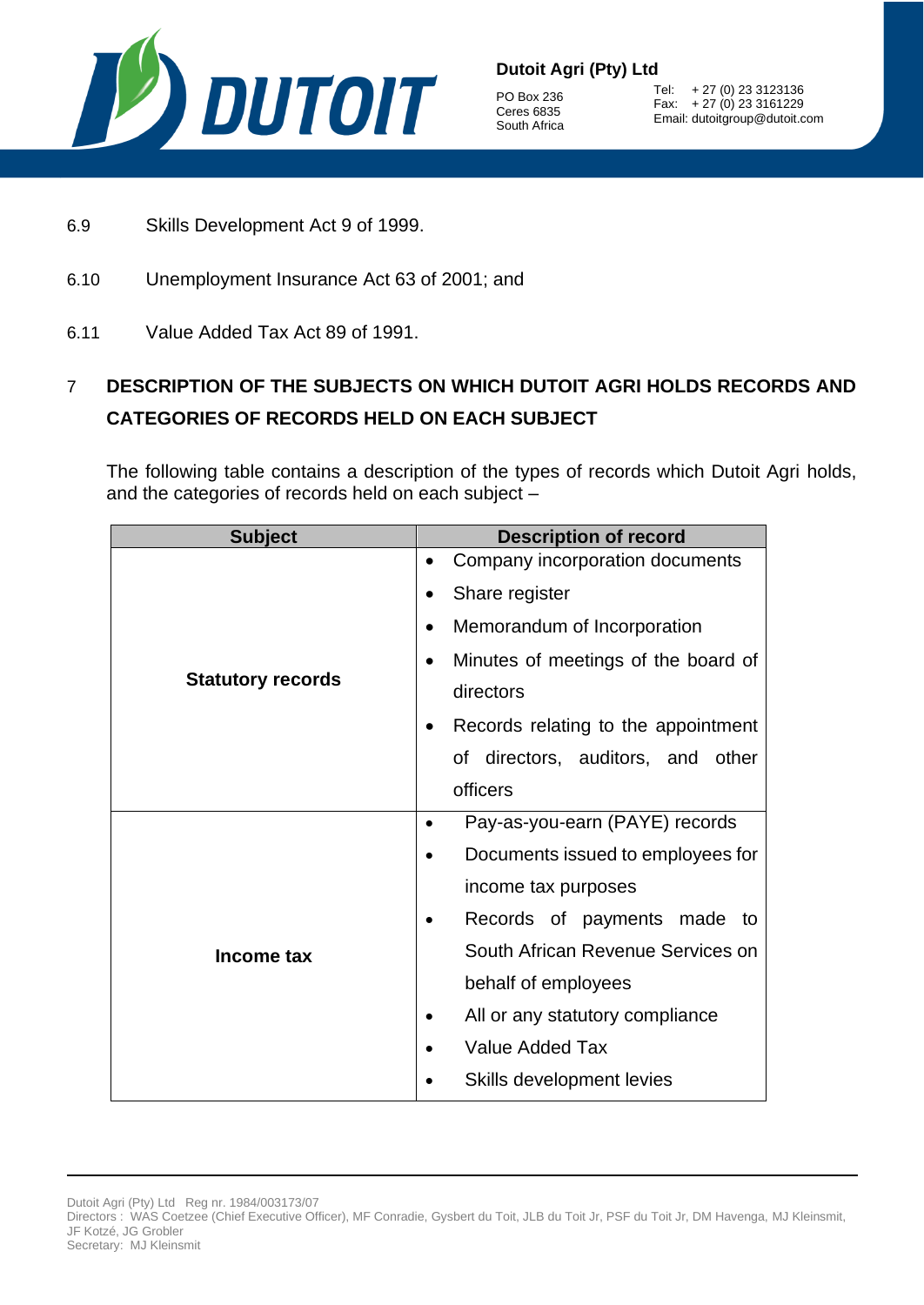6.9 Skills Development Act 9 of 1999.

6.10 Unemployment Insurance Act 63 of 2001; and

6.11 Value Added Tax Act 89 of 1991.

## 7 DESCRIPTION OF THE SUBJECTS ON WHICH DUTOIT AGRI HOLDS RECORDS AND CATEGORIES OF RECORDS HELD ON EACH SUBJECT

The following table contains a description of the types of records which Dutoit Agri holds, and the categories of records held on each subject –

| Subject | Description of record |
|---|---|
| **Statutory records** | • Company incorporation documents<br>• Share register<br>• Memorandum of Incorporation<br>• Minutes of meetings of the board of directors<br>• Records relating to the appointment of directors, auditors, and other officers |
| **Income tax** | • Pay-as-you-earn (PAYE) records<br>• Documents issued to employees for income tax purposes<br>• Records of payments made to South African Revenue Services on behalf of employees<br>• All or any statutory compliance<br>• Value Added Tax<br>• Skills development levies |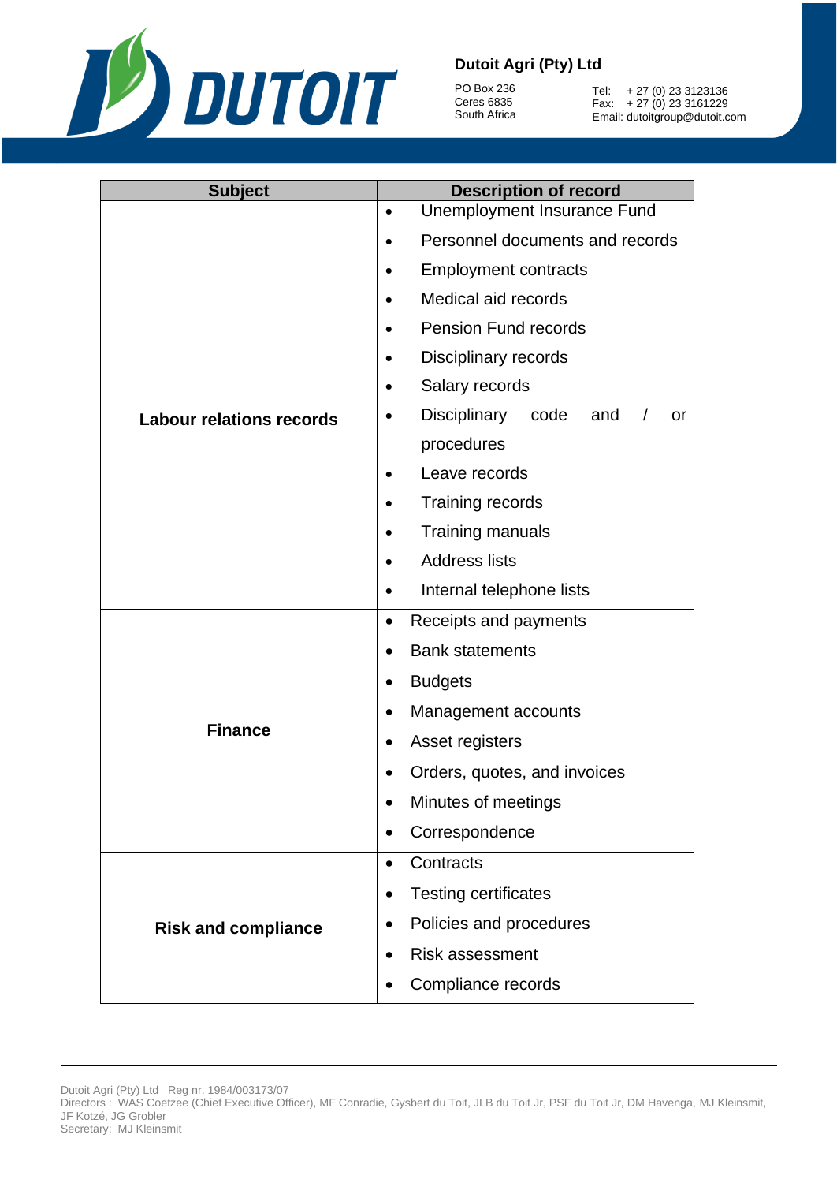| Subject | Description of record |
|---|---|
| | • Unemployment Insurance Fund |
| **Labour relations records** | • Personnel documents and records<br>• Employment contracts<br>• Medical aid records<br>• Pension Fund records<br>• Disciplinary records<br>• Salary records<br>• Disciplinary code and / or procedures<br>• Leave records<br>• Training records<br>• Training manuals<br>• Address lists<br>• Internal telephone lists |
| **Finance** | • Receipts and payments<br>• Bank statements<br>• Budgets<br>• Management accounts<br>• Asset registers<br>• Orders, quotes, and invoices<br>• Minutes of meetings<br>• Correspondence |
| **Risk and compliance** | • Contracts<br>• Testing certificates<br>• Policies and procedures<br>• Risk assessment<br>• Compliance records |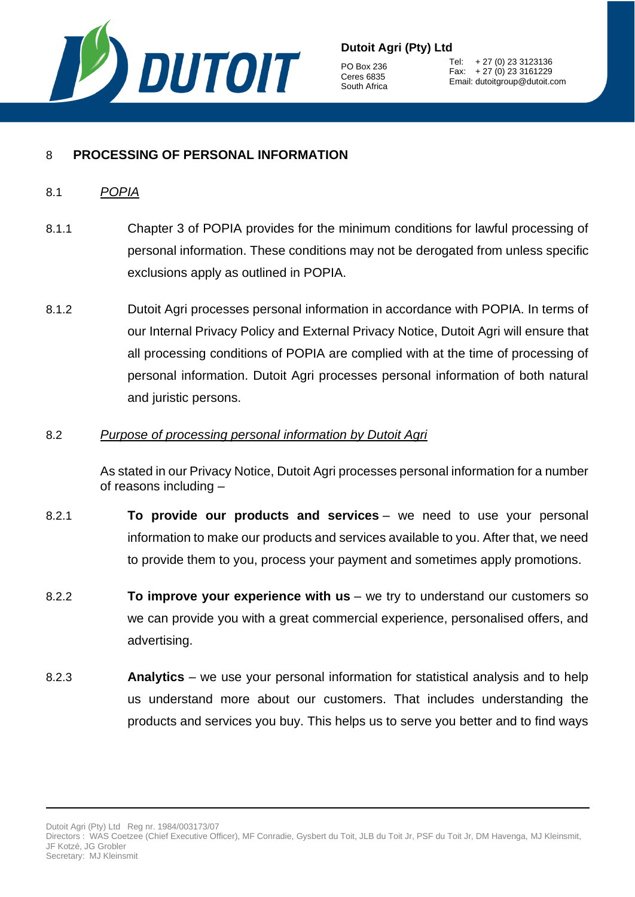## 8 PROCESSING OF PERSONAL INFORMATION

### 8.1 *POPIA*

8.1.1 Chapter 3 of POPIA provides for the minimum conditions for lawful processing of personal information. These conditions may not be derogated from unless specific exclusions apply as outlined in POPIA.

8.1.2 Dutoit Agri processes personal information in accordance with POPIA. In terms of our Internal Privacy Policy and External Privacy Notice, Dutoit Agri will ensure that all processing conditions of POPIA are complied with at the time of processing of personal information. Dutoit Agri processes personal information of both natural and juristic persons.

### 8.2 *Purpose of processing personal information by Dutoit Agri*

As stated in our Privacy Notice, Dutoit Agri processes personal information for a number of reasons including –

8.2.1 **To provide our products and services** – we need to use your personal information to make our products and services available to you. After that, we need to provide them to you, process your payment and sometimes apply promotions.

8.2.2 **To improve your experience with us** – we try to understand our customers so we can provide you with a great commercial experience, personalised offers, and advertising.

8.2.3 **Analytics** – we use your personal information for statistical analysis and to help us understand more about our customers. That includes understanding the products and services you buy. This helps us to serve you better and to find ways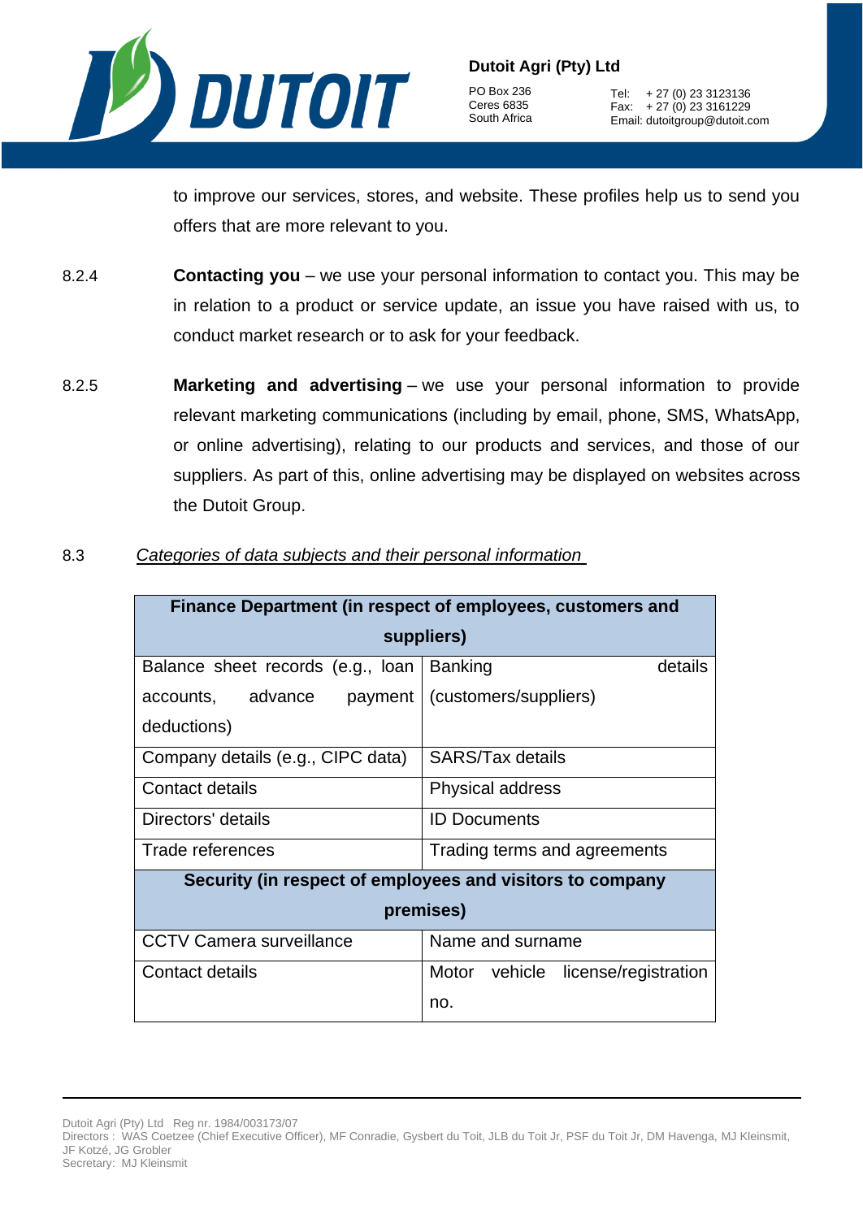to improve our services, stores, and website. These profiles help us to send you offers that are more relevant to you.

8.2.4 **Contacting you** – we use your personal information to contact you. This may be in relation to a product or service update, an issue you have raised with us, to conduct market research or to ask for your feedback.

8.2.5 **Marketing and advertising** – we use your personal information to provide relevant marketing communications (including by email, phone, SMS, WhatsApp, or online advertising), relating to our products and services, and those of our suppliers. As part of this, online advertising may be displayed on websites across the Dutoit Group.

8.3 *Categories of data subjects and their personal information*

| **Finance Department (in respect of employees, customers and suppliers)** | |
|---|---|
| Balance sheet records (e.g., loan accounts, advance payment deductions) | Banking details (customers/suppliers) |
| Company details (e.g., CIPC data) | SARS/Tax details |
| Contact details | Physical address |
| Directors' details | ID Documents |
| Trade references | Trading terms and agreements |
| **Security (in respect of employees and visitors to company premises)** | |
| CCTV Camera surveillance | Name and surname |
| Contact details | Motor vehicle license/registration no. |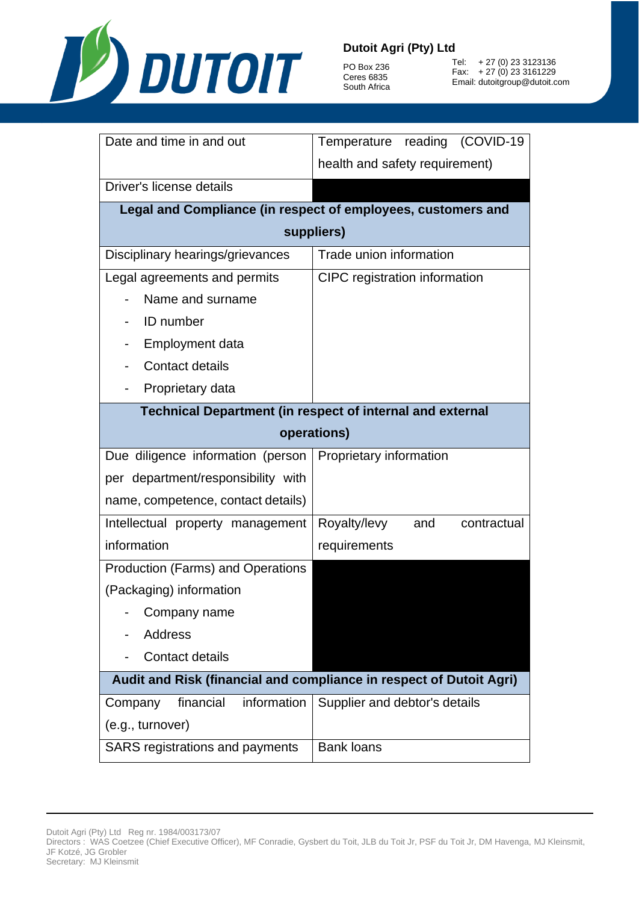| | |
|---|---|
| Date and time in and out | Temperature reading (COVID-19 health and safety requirement) |
| Driver's license details | |
| **Legal and Compliance (in respect of employees, customers and suppliers)** | |
| Disciplinary hearings/grievances | Trade union information |
| Legal agreements and permits<br>- Name and surname<br>- ID number<br>- Employment data<br>- Contact details<br>- Proprietary data | CIPC registration information |
| **Technical Department (in respect of internal and external operations)** | |
| Due diligence information (person per department/responsibility with name, competence, contact details) | Proprietary information |
| Intellectual property management information | Royalty/levy and contractual requirements |
| Production (Farms) and Operations (Packaging) information<br>- Company name<br>- Address<br>- Contact details | |
| **Audit and Risk (financial and compliance in respect of Dutoit Agri)** | |
| Company financial information (e.g., turnover) | Supplier and debtor's details |
| SARS registrations and payments | Bank loans |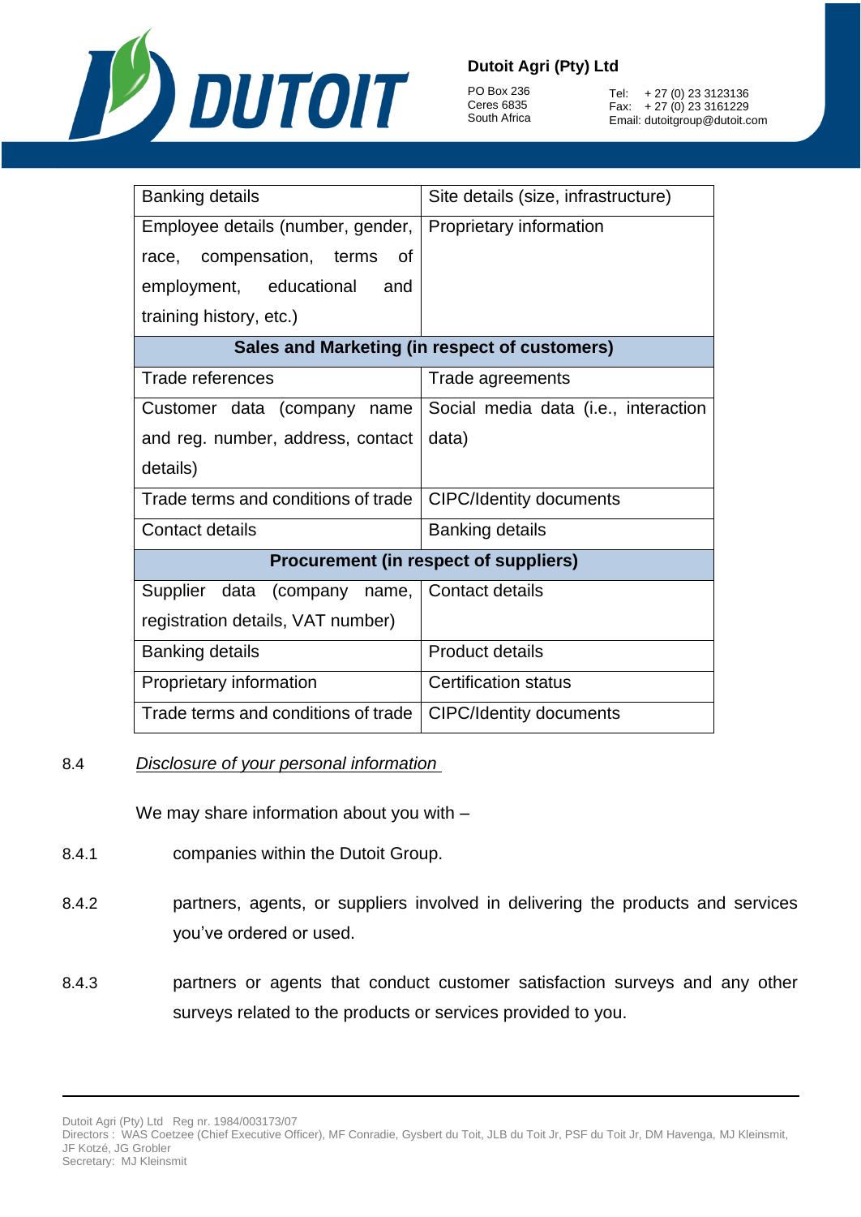| Banking details | Site details (size, infrastructure) |
|---|---|
| Employee details (number, gender, race, compensation, terms of employment, educational and training history, etc.) | Proprietary information |
| **Sales and Marketing (in respect of customers)** | |
| Trade references | Trade agreements |
| Customer data (company name and reg. number, address, contact details) | Social media data (i.e., interaction data) |
| Trade terms and conditions of trade | CIPC/Identity documents |
| Contact details | Banking details |
| **Procurement (in respect of suppliers)** | |
| Supplier data (company name, registration details, VAT number) | Contact details |
| Banking details | Product details |
| Proprietary information | Certification status |
| Trade terms and conditions of trade | CIPC/Identity documents |

8.4 *Disclosure of your personal information*

We may share information about you with –

8.4.1 companies within the Dutoit Group.

8.4.2 partners, agents, or suppliers involved in delivering the products and services you've ordered or used.

8.4.3 partners or agents that conduct customer satisfaction surveys and any other surveys related to the products or services provided to you.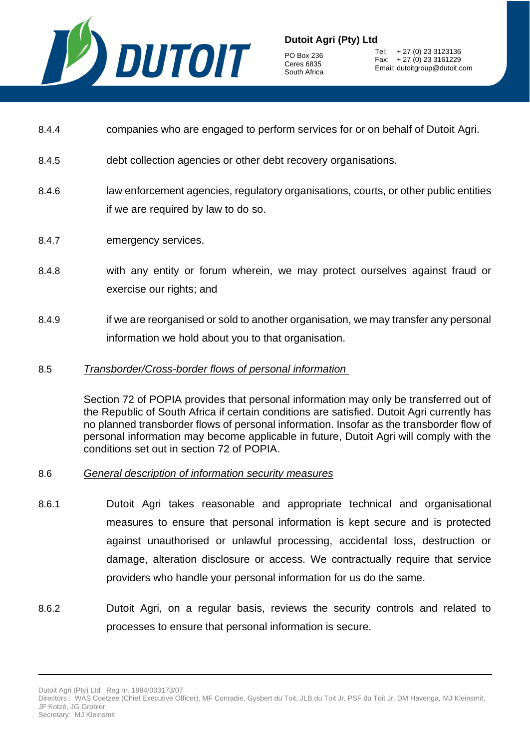8.4.4 companies who are engaged to perform services for or on behalf of Dutoit Agri.

8.4.5 debt collection agencies or other debt recovery organisations.

8.4.6 law enforcement agencies, regulatory organisations, courts, or other public entities if we are required by law to do so.

8.4.7 emergency services.

8.4.8 with any entity or forum wherein, we may protect ourselves against fraud or exercise our rights; and

8.4.9 if we are reorganised or sold to another organisation, we may transfer any personal information we hold about you to that organisation.

8.5 *Transborder/Cross-border flows of personal information*

Section 72 of POPIA provides that personal information may only be transferred out of the Republic of South Africa if certain conditions are satisfied. Dutoit Agri currently has no planned transborder flows of personal information. Insofar as the transborder flow of personal information may become applicable in future, Dutoit Agri will comply with the conditions set out in section 72 of POPIA.

8.6 *General description of information security measures*

8.6.1 Dutoit Agri takes reasonable and appropriate technical and organisational measures to ensure that personal information is kept secure and is protected against unauthorised or unlawful processing, accidental loss, destruction or damage, alteration disclosure or access. We contractually require that service providers who handle your personal information for us do the same.

8.6.2 Dutoit Agri, on a regular basis, reviews the security controls and related to processes to ensure that personal information is secure.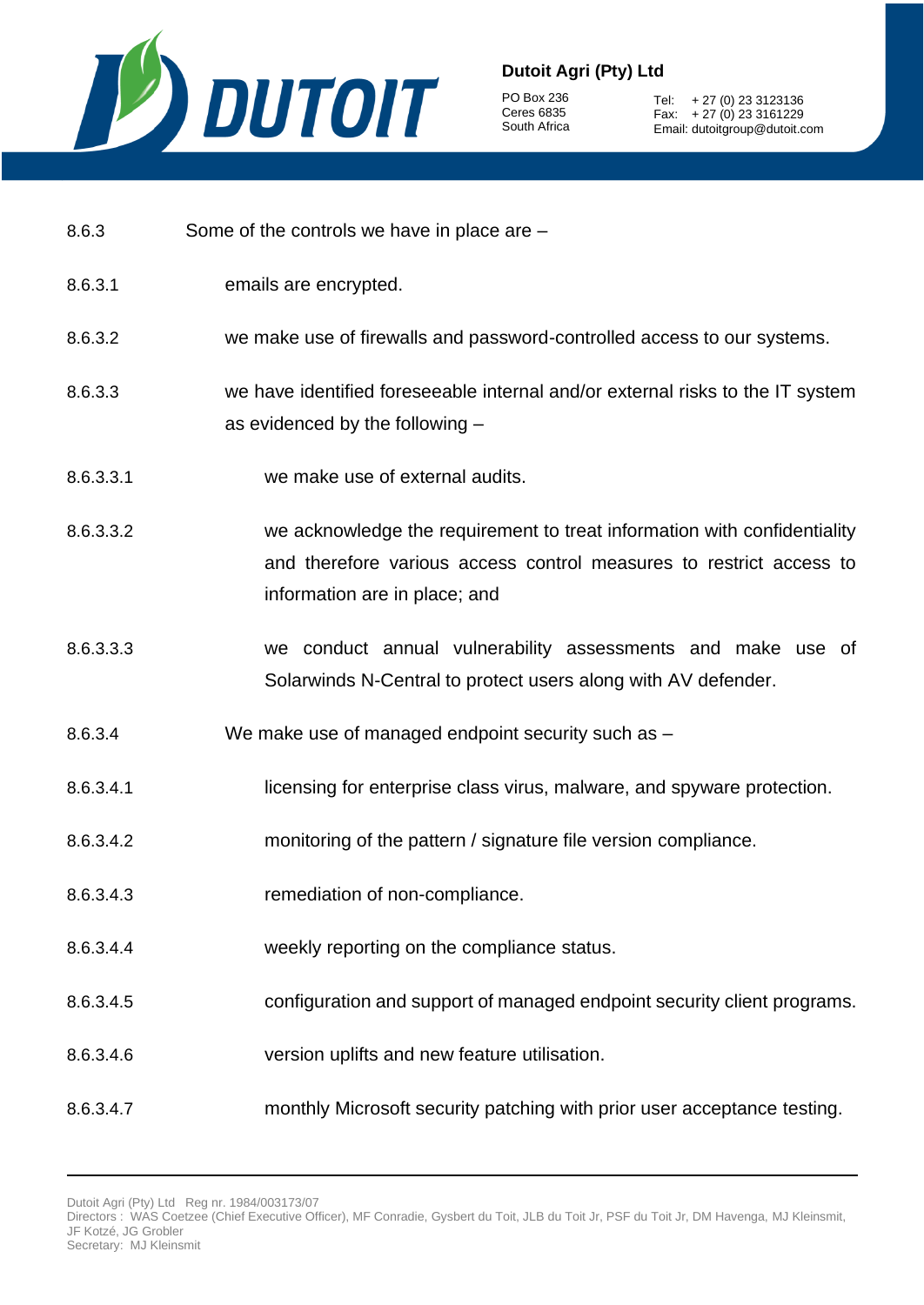8.6.3 Some of the controls we have in place are –

8.6.3.1 emails are encrypted.

8.6.3.2 we make use of firewalls and password-controlled access to our systems.

8.6.3.3 we have identified foreseeable internal and/or external risks to the IT system as evidenced by the following –

8.6.3.3.1 we make use of external audits.

8.6.3.3.2 we acknowledge the requirement to treat information with confidentiality and therefore various access control measures to restrict access to information are in place; and

8.6.3.3.3 we conduct annual vulnerability assessments and make use of Solarwinds N-Central to protect users along with AV defender.

8.6.3.4 We make use of managed endpoint security such as –

8.6.3.4.1 licensing for enterprise class virus, malware, and spyware protection.

8.6.3.4.2 monitoring of the pattern / signature file version compliance.

8.6.3.4.3 remediation of non-compliance.

8.6.3.4.4 weekly reporting on the compliance status.

8.6.3.4.5 configuration and support of managed endpoint security client programs.

8.6.3.4.6 version uplifts and new feature utilisation.

8.6.3.4.7 monthly Microsoft security patching with prior user acceptance testing.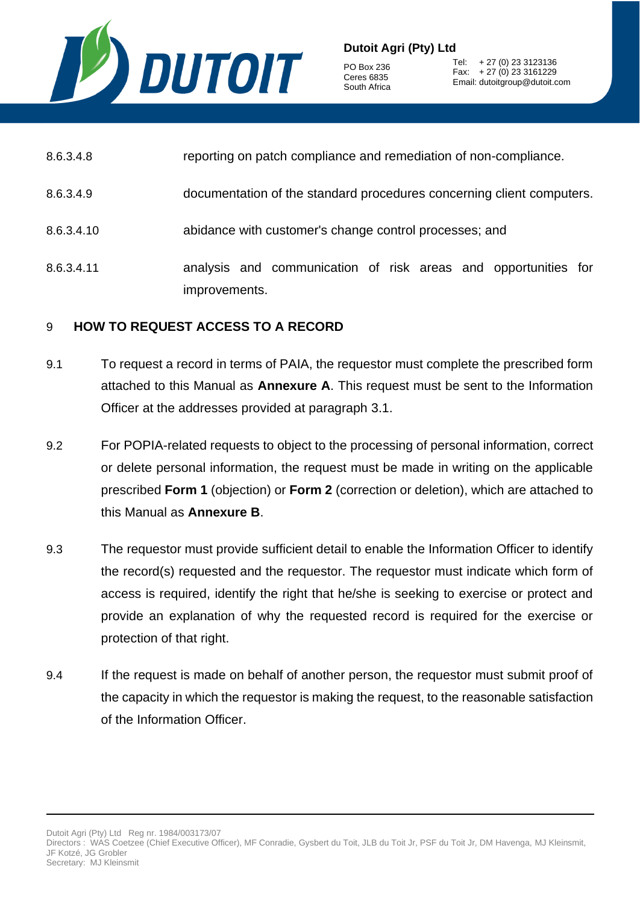8.6.3.4.8 reporting on patch compliance and remediation of non-compliance.

8.6.3.4.9 documentation of the standard procedures concerning client computers.

8.6.3.4.10 abidance with customer's change control processes; and

8.6.3.4.11 analysis and communication of risk areas and opportunities for improvements.

## 9 HOW TO REQUEST ACCESS TO A RECORD

9.1 To request a record in terms of PAIA, the requestor must complete the prescribed form attached to this Manual as **Annexure A**. This request must be sent to the Information Officer at the addresses provided at paragraph 3.1.

9.2 For POPIA-related requests to object to the processing of personal information, correct or delete personal information, the request must be made in writing on the applicable prescribed **Form 1** (objection) or **Form 2** (correction or deletion), which are attached to this Manual as **Annexure B**.

9.3 The requestor must provide sufficient detail to enable the Information Officer to identify the record(s) requested and the requestor. The requestor must indicate which form of access is required, identify the right that he/she is seeking to exercise or protect and provide an explanation of why the requested record is required for the exercise or protection of that right.

9.4 If the request is made on behalf of another person, the requestor must submit proof of the capacity in which the requestor is making the request, to the reasonable satisfaction of the Information Officer.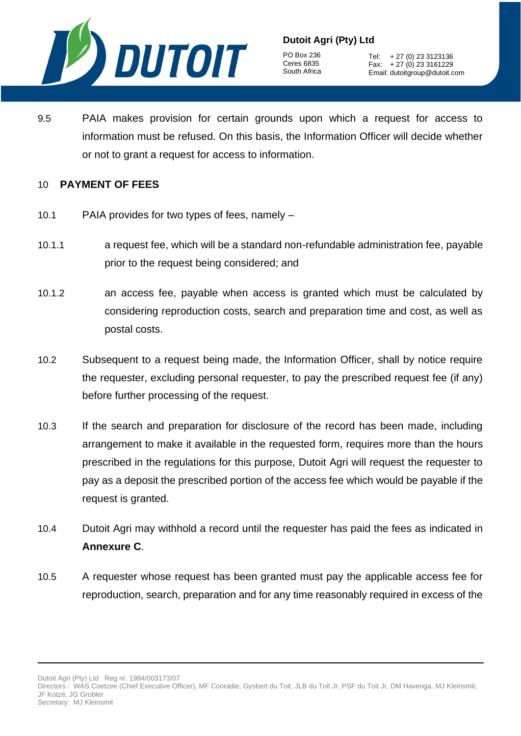9.5 PAIA makes provision for certain grounds upon which a request for access to information must be refused. On this basis, the Information Officer will decide whether or not to grant a request for access to information.

## 10 PAYMENT OF FEES

10.1 PAIA provides for two types of fees, namely –

10.1.1 a request fee, which will be a standard non-refundable administration fee, payable prior to the request being considered; and

10.1.2 an access fee, payable when access is granted which must be calculated by considering reproduction costs, search and preparation time and cost, as well as postal costs.

10.2 Subsequent to a request being made, the Information Officer, shall by notice require the requester, excluding personal requester, to pay the prescribed request fee (if any) before further processing of the request.

10.3 If the search and preparation for disclosure of the record has been made, including arrangement to make it available in the requested form, requires more than the hours prescribed in the regulations for this purpose, Dutoit Agri will request the requester to pay as a deposit the prescribed portion of the access fee which would be payable if the request is granted.

10.4 Dutoit Agri may withhold a record until the requester has paid the fees as indicated in **Annexure C**.

10.5 A requester whose request has been granted must pay the applicable access fee for reproduction, search, preparation and for any time reasonably required in excess of the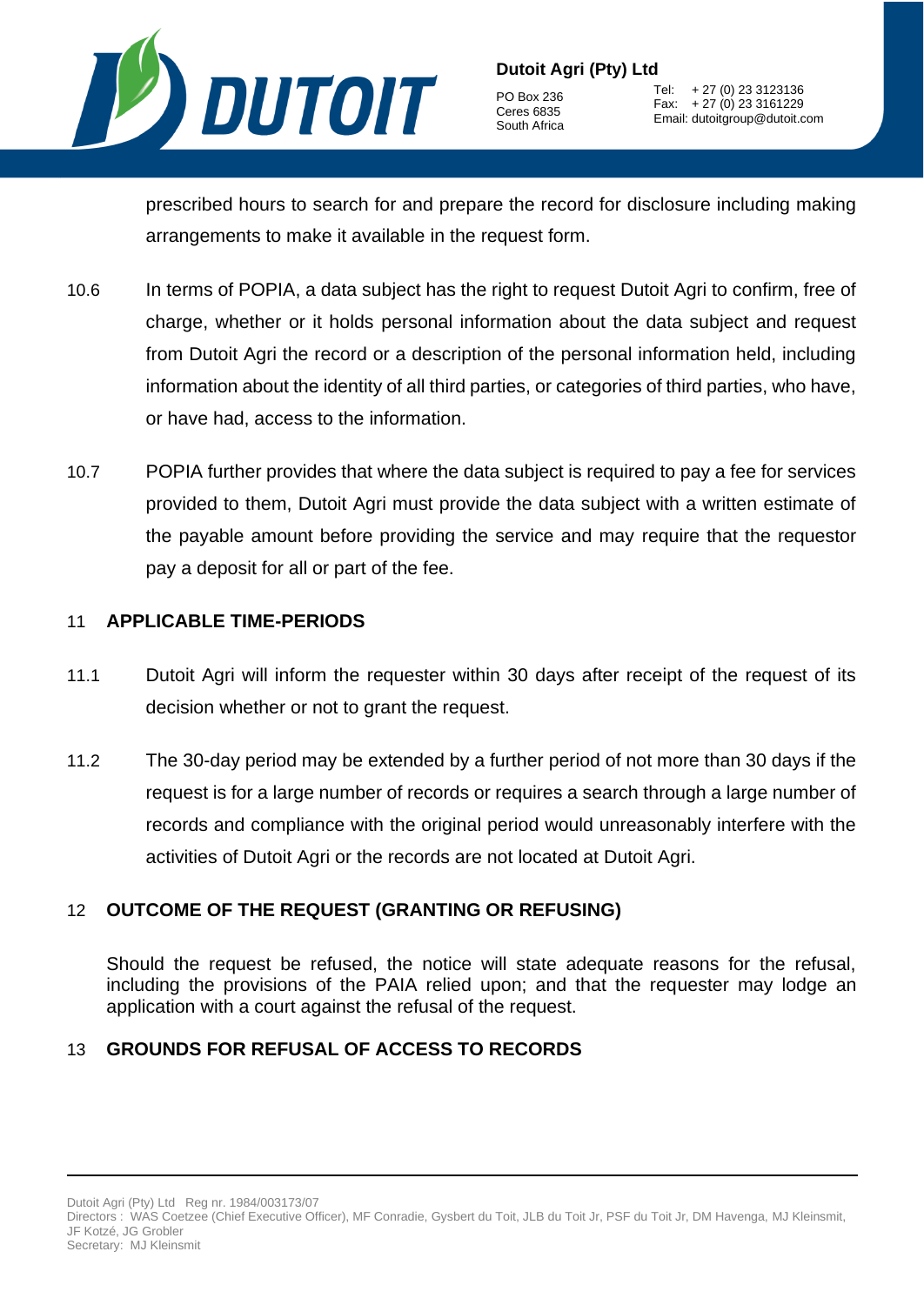prescribed hours to search for and prepare the record for disclosure including making arrangements to make it available in the request form.

10.6 In terms of POPIA, a data subject has the right to request Dutoit Agri to confirm, free of charge, whether or it holds personal information about the data subject and request from Dutoit Agri the record or a description of the personal information held, including information about the identity of all third parties, or categories of third parties, who have, or have had, access to the information.

10.7 POPIA further provides that where the data subject is required to pay a fee for services provided to them, Dutoit Agri must provide the data subject with a written estimate of the payable amount before providing the service and may require that the requestor pay a deposit for all or part of the fee.

## 11 APPLICABLE TIME-PERIODS

11.1 Dutoit Agri will inform the requester within 30 days after receipt of the request of its decision whether or not to grant the request.

11.2 The 30-day period may be extended by a further period of not more than 30 days if the request is for a large number of records or requires a search through a large number of records and compliance with the original period would unreasonably interfere with the activities of Dutoit Agri or the records are not located at Dutoit Agri.

## 12 OUTCOME OF THE REQUEST (GRANTING OR REFUSING)

Should the request be refused, the notice will state adequate reasons for the refusal, including the provisions of the PAIA relied upon; and that the requester may lodge an application with a court against the refusal of the request.

## 13 GROUNDS FOR REFUSAL OF ACCESS TO RECORDS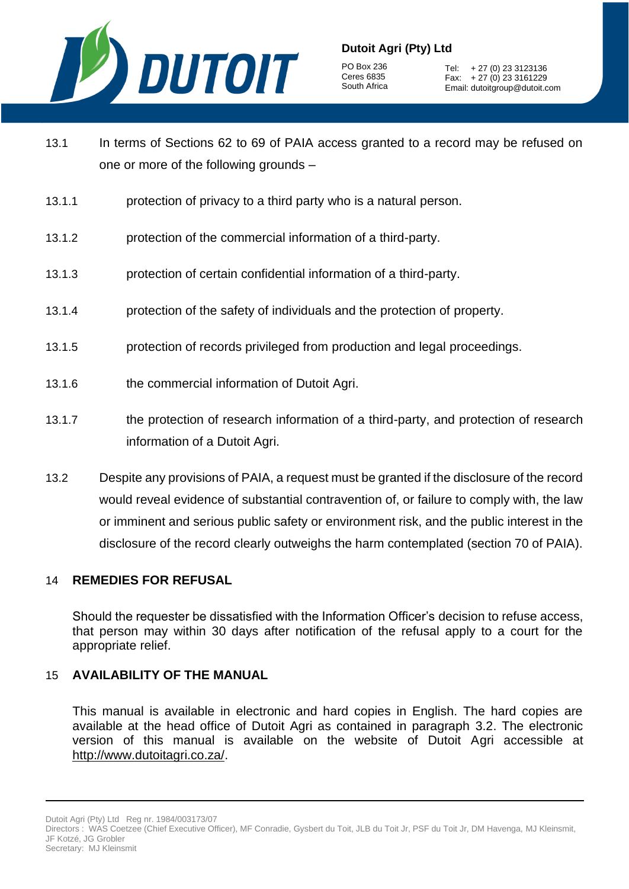13.1 In terms of Sections 62 to 69 of PAIA access granted to a record may be refused on one or more of the following grounds –

13.1.1 protection of privacy to a third party who is a natural person.

13.1.2 protection of the commercial information of a third-party.

13.1.3 protection of certain confidential information of a third-party.

13.1.4 protection of the safety of individuals and the protection of property.

13.1.5 protection of records privileged from production and legal proceedings.

13.1.6 the commercial information of Dutoit Agri.

13.1.7 the protection of research information of a third-party, and protection of research information of a Dutoit Agri.

13.2 Despite any provisions of PAIA, a request must be granted if the disclosure of the record would reveal evidence of substantial contravention of, or failure to comply with, the law or imminent and serious public safety or environment risk, and the public interest in the disclosure of the record clearly outweighs the harm contemplated (section 70 of PAIA).

## 14 REMEDIES FOR REFUSAL

Should the requester be dissatisfied with the Information Officer's decision to refuse access, that person may within 30 days after notification of the refusal apply to a court for the appropriate relief.

## 15 AVAILABILITY OF THE MANUAL

This manual is available in electronic and hard copies in English. The hard copies are available at the head office of Dutoit Agri as contained in paragraph 3.2. The electronic version of this manual is available on the website of Dutoit Agri accessible at http://www.dutoitagri.co.za/.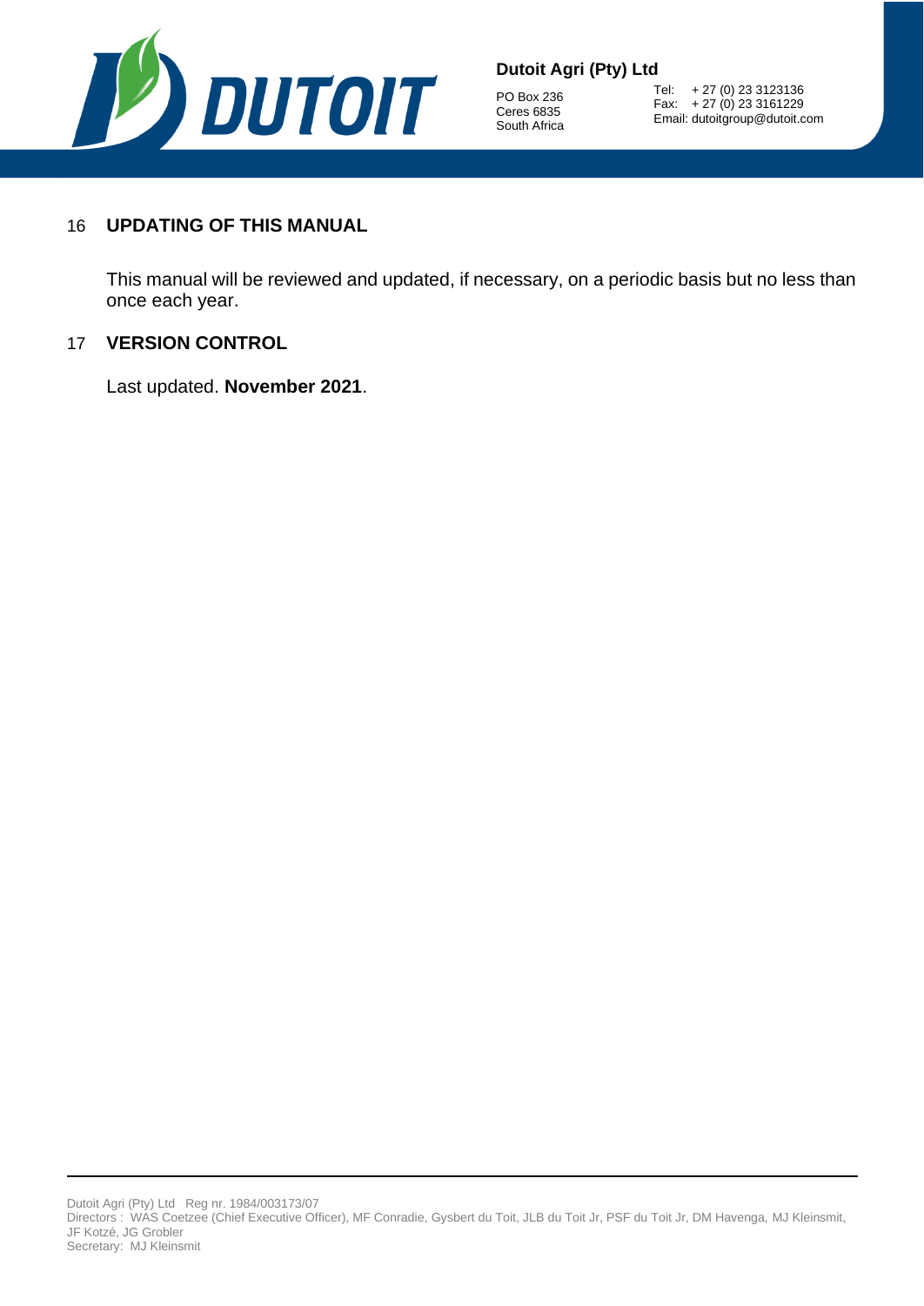## 16 UPDATING OF THIS MANUAL

This manual will be reviewed and updated, if necessary, on a periodic basis but no less than once each year.

## 17 VERSION CONTROL

Last updated. **November 2021**.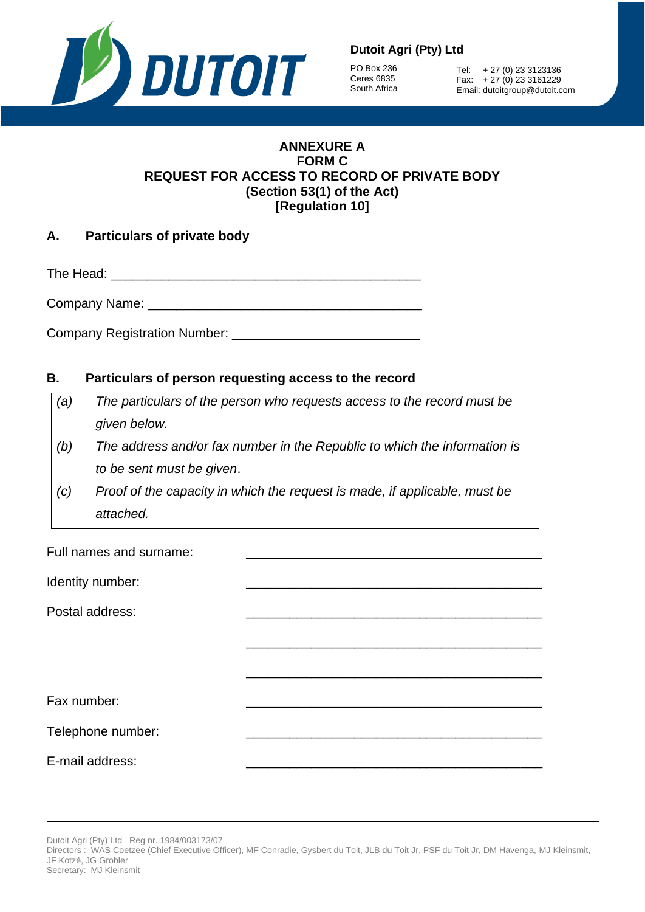**ANNEXURE A**
**FORM C**
**REQUEST FOR ACCESS TO RECORD OF PRIVATE BODY**
**(Section 53(1) of the Act)**
**[Regulation 10]**

## A. Particulars of private body

The Head: ____________________________________________

Company Name: ____________________________________________

Company Registration Number: __________________________

## B. Particulars of person requesting access to the record

| | |
|---|---|
| *(a)* | *The particulars of the person who requests access to the record must be given below.* |
| *(b)* | *The address and/or fax number in the Republic to which the information is to be sent must be given.* |
| *(c)* | *Proof of the capacity in which the request is made, if applicable, must be attached.* |

Full names and surname: ____________________________________________

Identity number: ____________________________________________

Postal address: ____________________________________________

____________________________________________

____________________________________________

Fax number: ____________________________________________

Telephone number: ____________________________________________

E-mail address: ____________________________________________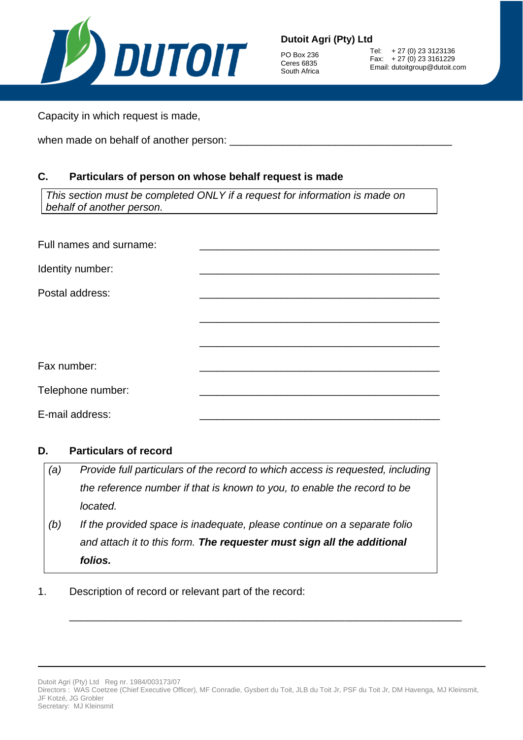Capacity in which request is made,

when made on behalf of another person: _______________________________________

## C. Particulars of person on whose behalf request is made

*This section must be completed ONLY if a request for information is made on behalf of another person.*

Full names and surname: ___________________________________________

Identity number: ___________________________________________

Postal address: ___________________________________________

___________________________________________

___________________________________________

Fax number: ___________________________________________

Telephone number: ___________________________________________

E-mail address: ___________________________________________

## D. Particulars of record

*(a) Provide full particulars of the record to which access is requested, including the reference number if that is known to you, to enable the record to be located.*

*(b) If the provided space is inadequate, please continue on a separate folio and attach it to this form.* ***The requester must sign all the additional folios.***

1. Description of record or relevant part of the record:

_____________________________________________________________________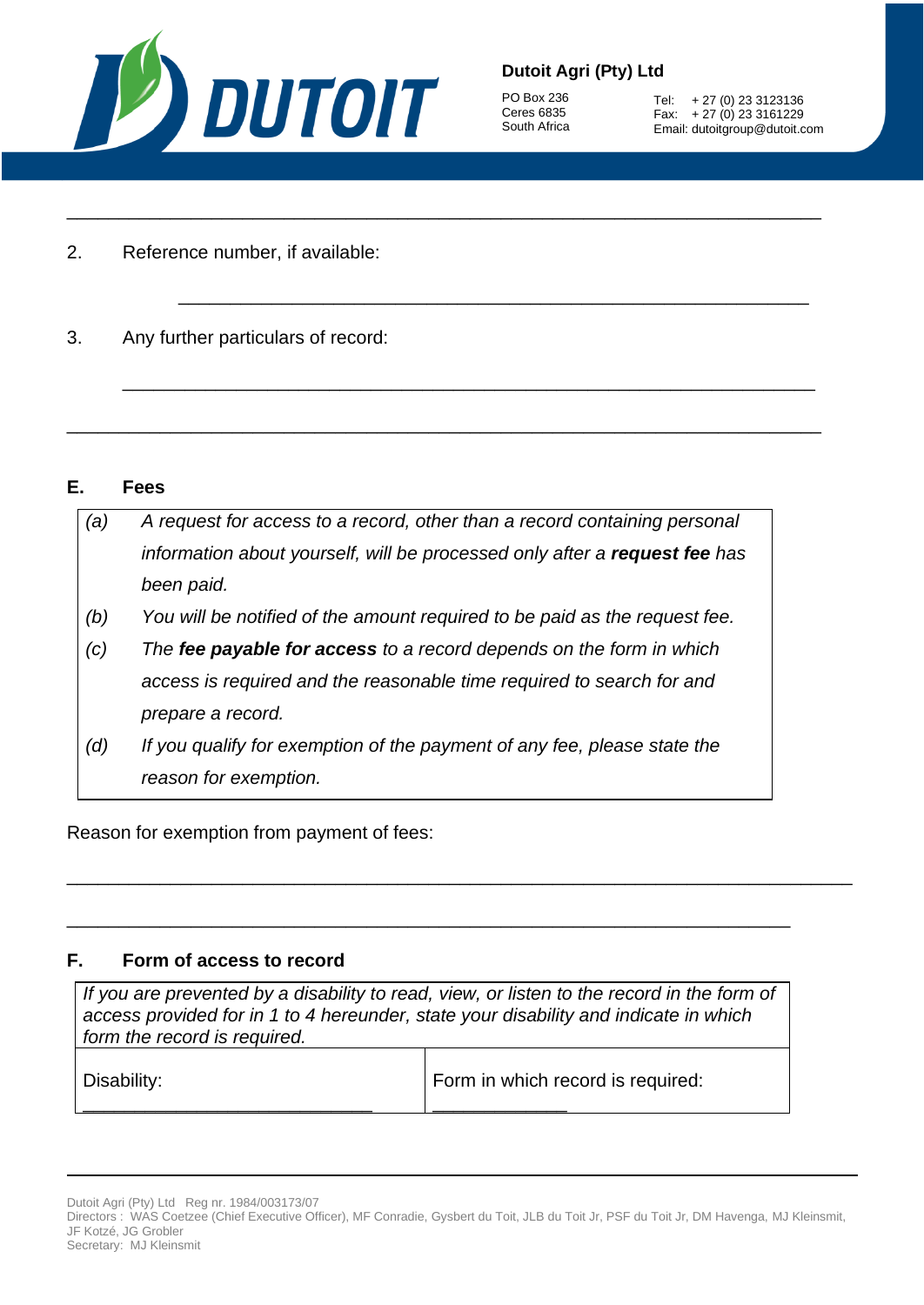2. Reference number, if available:

\_\_\_\_\_\_\_\_\_\_\_\_\_\_\_\_\_\_\_\_\_\_\_\_\_\_\_\_\_\_\_\_\_\_\_\_\_\_\_\_\_\_\_\_\_\_\_\_\_\_\_\_\_\_

3. Any further particulars of record:

\_\_\_\_\_\_\_\_\_\_\_\_\_\_\_\_\_\_\_\_\_\_\_\_\_\_\_\_\_\_\_\_\_\_\_\_\_\_\_\_\_\_\_\_\_\_\_\_\_\_\_\_\_\_

\_\_\_\_\_\_\_\_\_\_\_\_\_\_\_\_\_\_\_\_\_\_\_\_\_\_\_\_\_\_\_\_\_\_\_\_\_\_\_\_\_\_\_\_\_\_\_\_\_\_\_\_\_\_\_\_\_\_\_\_\_\_

## E. Fees

*(a) A request for access to a record, other than a record containing personal information about yourself, will be processed only after a* ***request fee*** *has been paid.*

*(b) You will be notified of the amount required to be paid as the request fee.*

*(c) The* ***fee payable for access*** *to a record depends on the form in which access is required and the reasonable time required to search for and prepare a record.*

*(d) If you qualify for exemption of the payment of any fee, please state the reason for exemption.*

Reason for exemption from payment of fees:

\_\_\_\_\_\_\_\_\_\_\_\_\_\_\_\_\_\_\_\_\_\_\_\_\_\_\_\_\_\_\_\_\_\_\_\_\_\_\_\_\_\_\_\_\_\_\_\_\_\_\_\_\_\_\_\_\_\_\_\_\_\_\_\_

\_\_\_\_\_\_\_\_\_\_\_\_\_\_\_\_\_\_\_\_\_\_\_\_\_\_\_\_\_\_\_\_\_\_\_\_\_\_\_\_\_\_\_\_\_\_\_\_\_\_\_\_\_\_\_\_\_\_\_\_\_

## F. Form of access to record

*If you are prevented by a disability to read, view, or listen to the record in the form of access provided for in 1 to 4 hereunder, state your disability and indicate in which form the record is required.*

| Disability: \_\_\_\_\_\_\_\_\_\_\_\_\_\_\_\_\_\_\_\_\_\_\_\_\_\_ | Form in which record is required: \_\_\_\_\_\_\_\_\_\_\_\_ |
|---|---|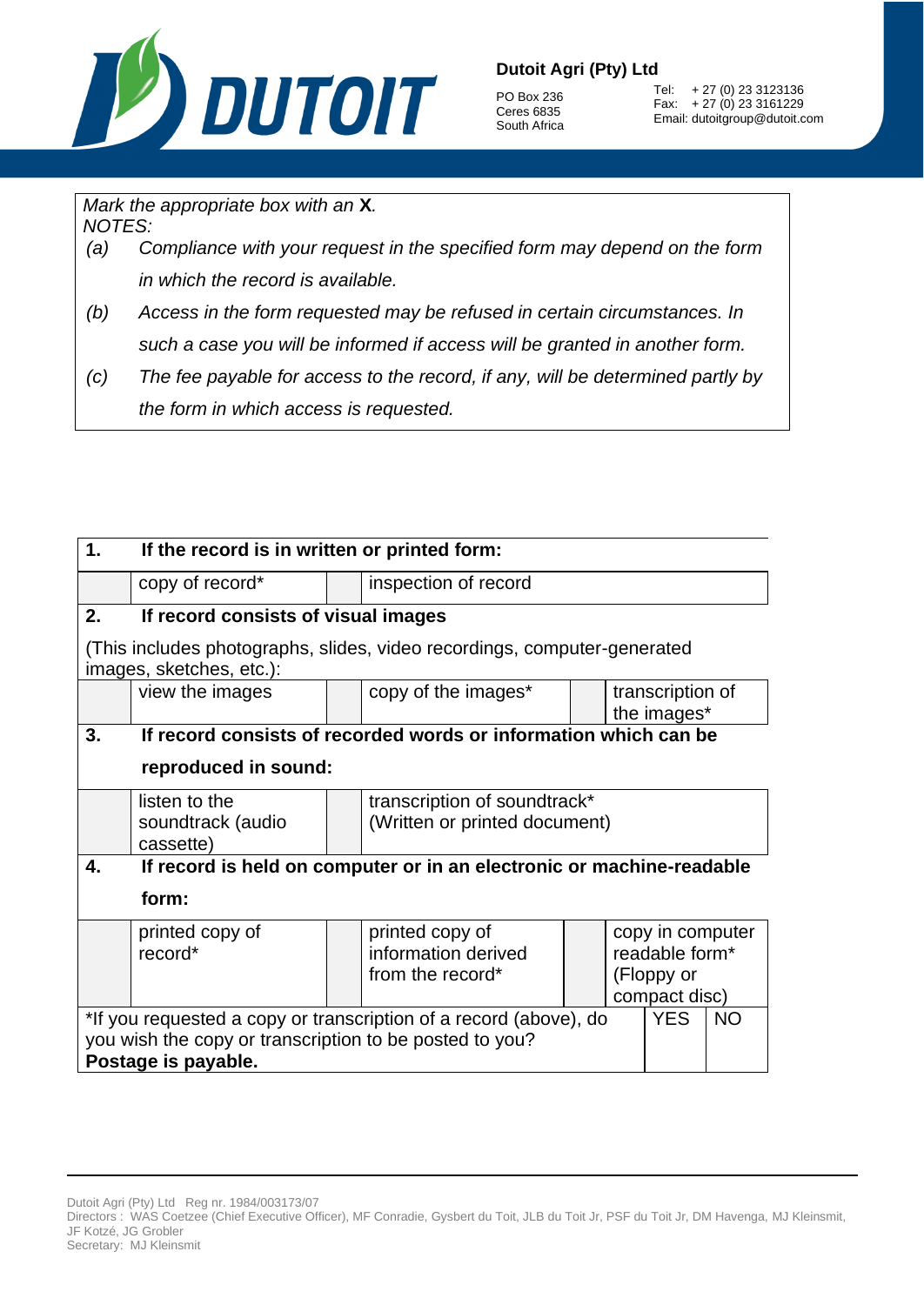*Mark the appropriate box with an* ***X****.*
*NOTES:*

*(a) Compliance with your request in the specified form may depend on the form in which the record is available.*

*(b) Access in the form requested may be refused in certain circumstances. In such a case you will be informed if access will be granted in another form.*

*(c) The fee payable for access to the record, if any, will be determined partly by the form in which access is requested.*

| **1.** | **If the record is in written or printed form:** | | | | |
|---|---|---|---|---|---|
| | copy of record* | | inspection of record | | |
| **2.** | **If record consists of visual images** | | | | |
| (This includes photographs, slides, video recordings, computer-generated images, sketches, etc.): | | | | | |
| | view the images | | copy of the images* | | transcription of the images* |
| **3.** | **If record consists of recorded words or information which can be reproduced in sound:** | | | | |
| | listen to the soundtrack (audio cassette) | | transcription of soundtrack* (Written or printed document) | | |
| **4.** | **If record is held on computer or in an electronic or machine-readable form:** | | | | |
| | printed copy of record* | | printed copy of information derived from the record* | | copy in computer readable form* (Floppy or compact disc) |

| *If you requested a copy or transcription of a record (above), do you wish the copy or transcription to be posted to you? **Postage is payable.** | YES | NO |
|---|---|---|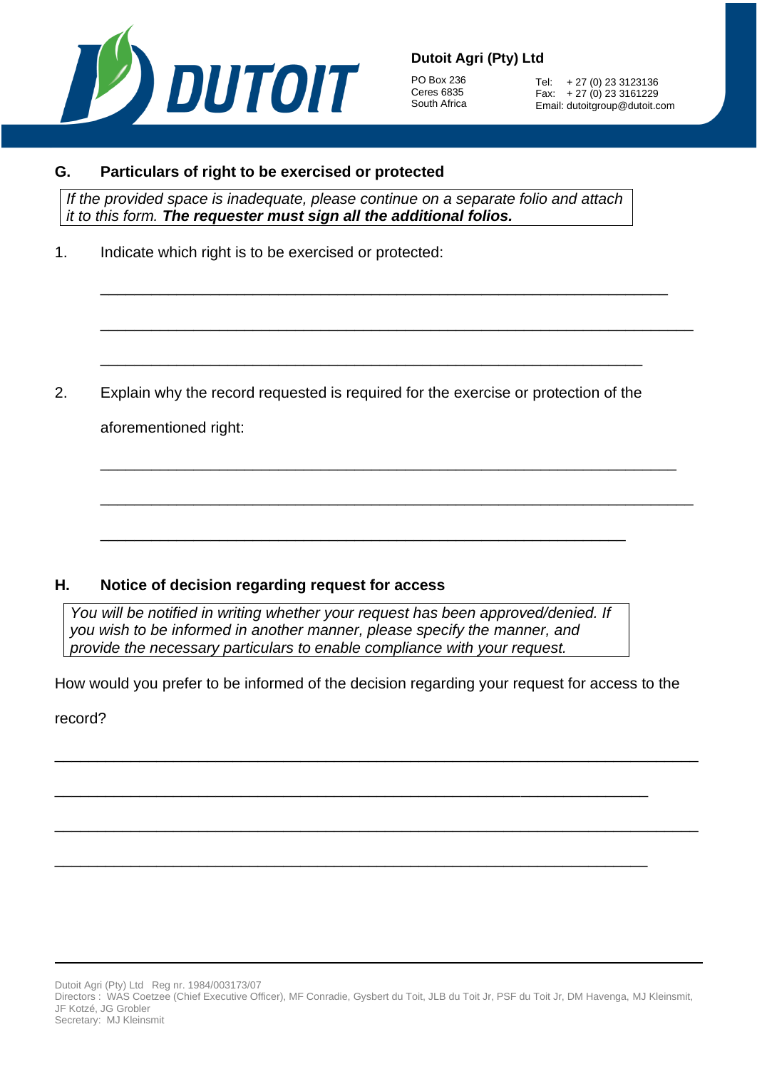## G. Particulars of right to be exercised or protected

*If the provided space is inadequate, please continue on a separate folio and attach it to this form.* ***The requester must sign all the additional folios.***

1. Indicate which right is to be exercised or protected:

_______________________________________________________________

_______________________________________________________________

_______________________________________________________________

2. Explain why the record requested is required for the exercise or protection of the aforementioned right:

_______________________________________________________________

_______________________________________________________________

_______________________________________________________________

## H. Notice of decision regarding request for access

*You will be notified in writing whether your request has been approved/denied. If you wish to be informed in another manner, please specify the manner, and provide the necessary particulars to enable compliance with your request.*

How would you prefer to be informed of the decision regarding your request for access to the record?

_______________________________________________________________

_______________________________________________________________

_______________________________________________________________

_______________________________________________________________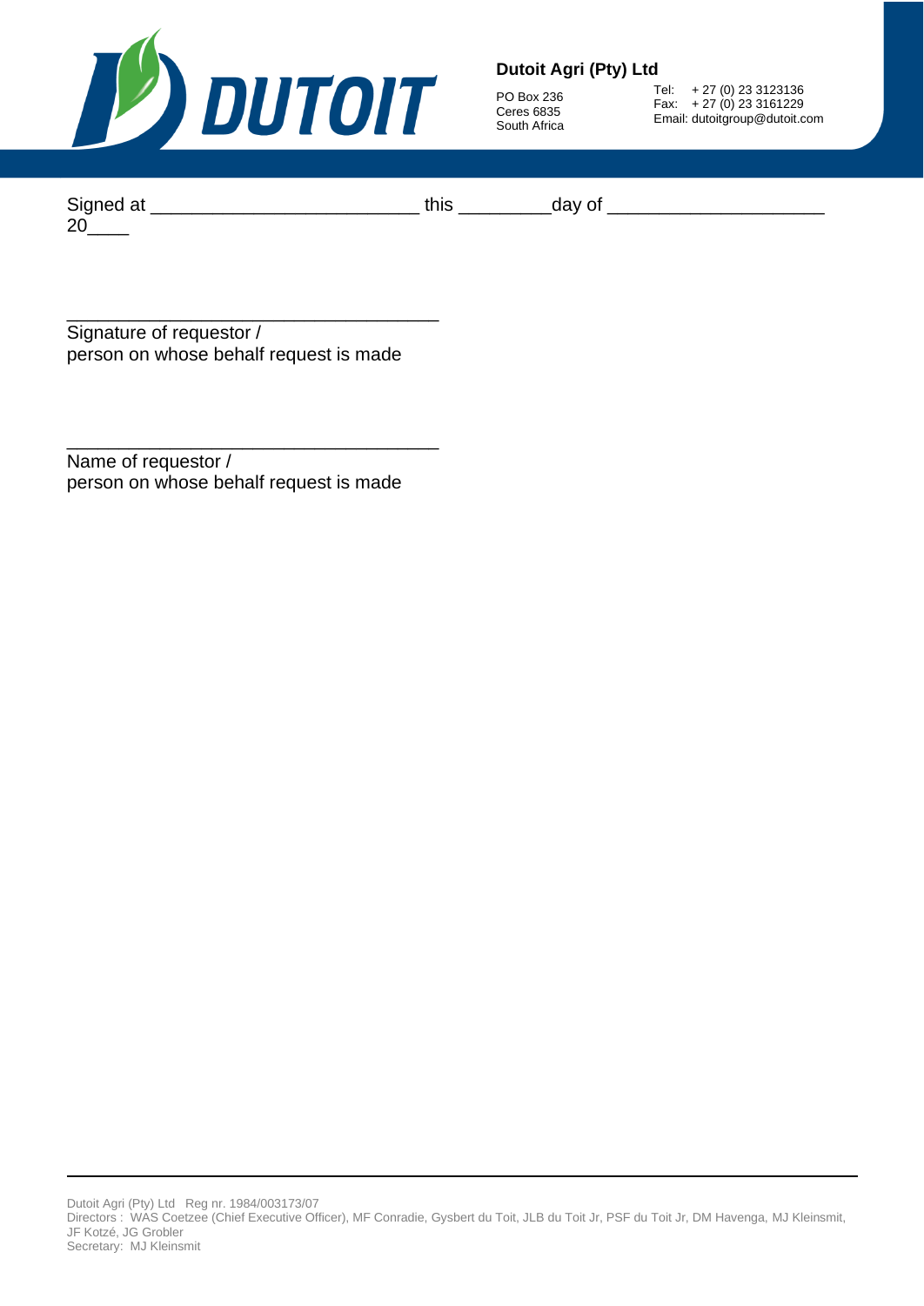Signed at __________________________ this _________day of _____________________ 20____

_____________________________________
Signature of requestor /
person on whose behalf request is made

_____________________________________
Name of requestor /
person on whose behalf request is made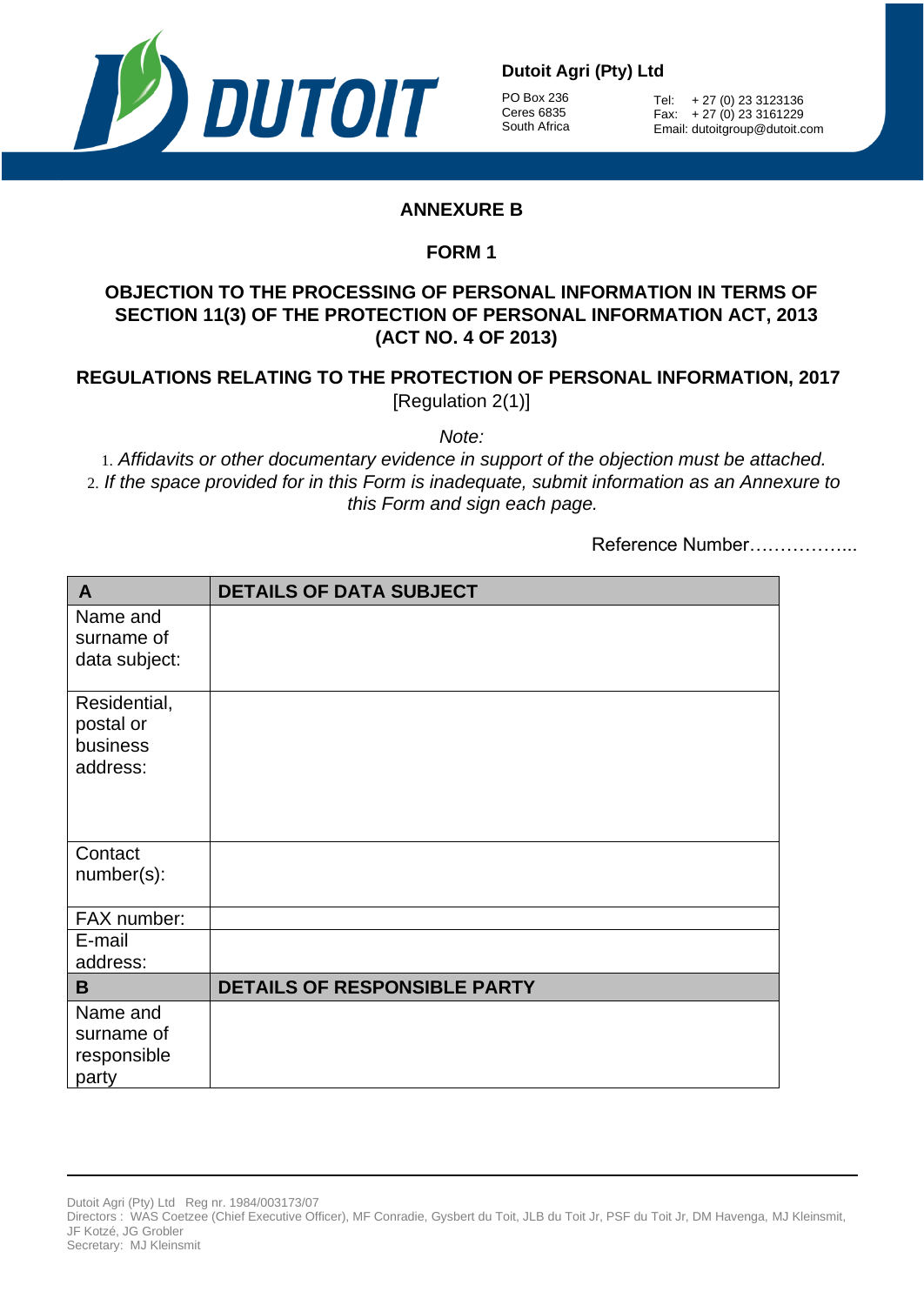**Dutoit Agri (Pty) Ltd**

PO Box 236
Ceres 6835
South Africa

Tel: + 27 (0) 23 3123136
Fax: + 27 (0) 23 3161229
Email: dutoitgroup@dutoit.com

## ANNEXURE B

## FORM 1

## OBJECTION TO THE PROCESSING OF PERSONAL INFORMATION IN TERMS OF SECTION 11(3) OF THE PROTECTION OF PERSONAL INFORMATION ACT, 2013 (ACT NO. 4 OF 2013)

## REGULATIONS RELATING TO THE PROTECTION OF PERSONAL INFORMATION, 2017

[Regulation 2(1)]

*Note:*

1. *Affidavits or other documentary evidence in support of the objection must be attached.*
2. *If the space provided for in this Form is inadequate, submit information as an Annexure to this Form and sign each page.*

Reference Number……………...

| **A** | **DETAILS OF DATA SUBJECT** |
|---|---|
| Name and surname of data subject: | |
| Residential, postal or business address: | |
| Contact number(s): | |
| FAX number: | |
| E-mail address: | |
| **B** | **DETAILS OF RESPONSIBLE PARTY** |
| Name and surname of responsible party | |

Dutoit Agri (Pty) Ltd Reg nr. 1984/003173/07
Directors : WAS Coetzee (Chief Executive Officer), MF Conradie, Gysbert du Toit, JLB du Toit Jr, PSF du Toit Jr, DM Havenga, MJ Kleinsmit, JF Kotzé, JG Grobler
Secretary: MJ Kleinsmit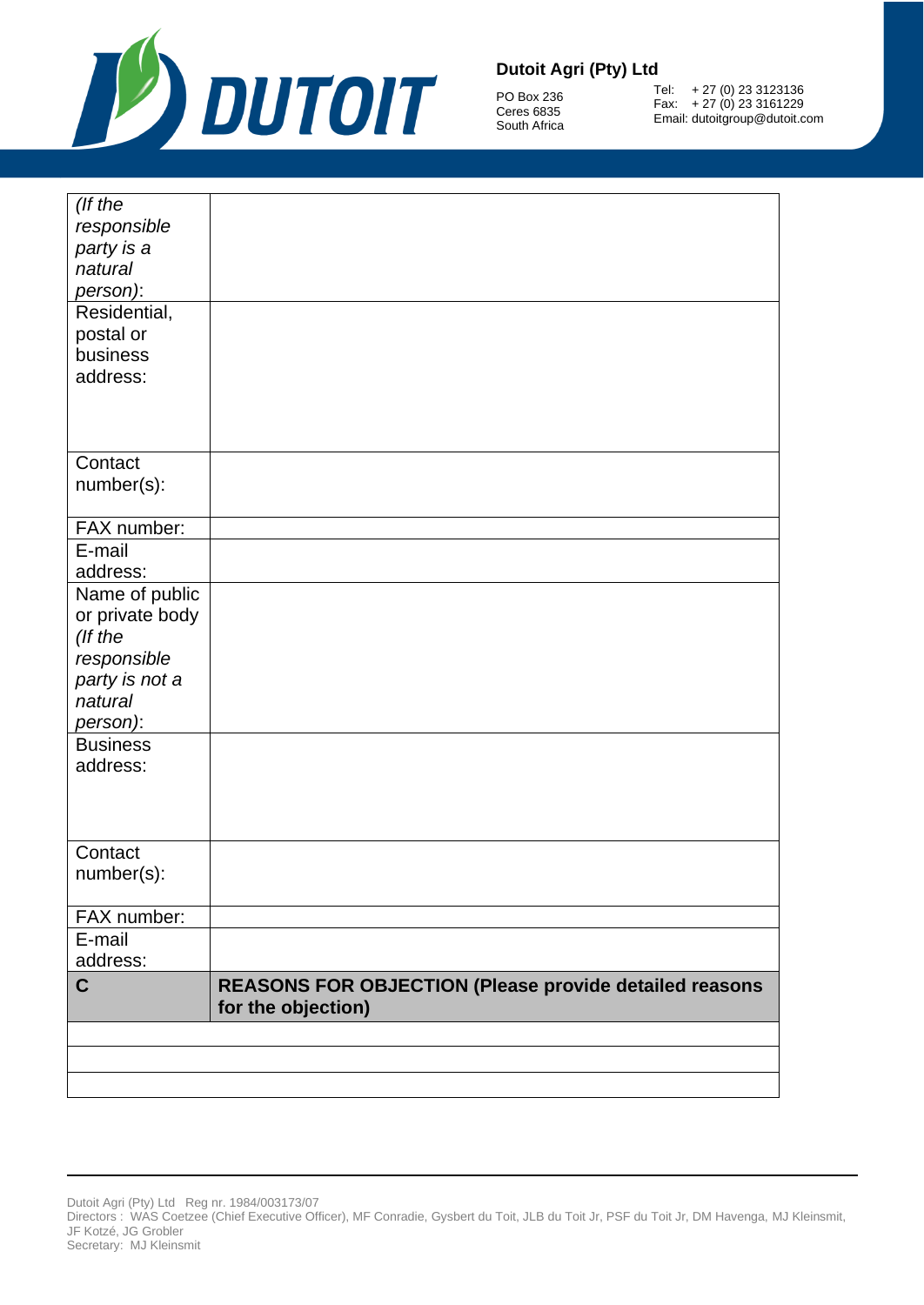| | |
|---|---|
| *(If the responsible party is a natural person)*: | |
| Residential, postal or business address: | |
| Contact number(s): | |
| FAX number: | |
| E-mail address: | |
| Name of public or private body *(If the responsible party is not a natural person)*: | |
| Business address: | |
| Contact number(s): | |
| FAX number: | |
| E-mail address: | |
| **C** | **REASONS FOR OBJECTION (Please provide detailed reasons for the objection)** |
| | |
| | |
| | |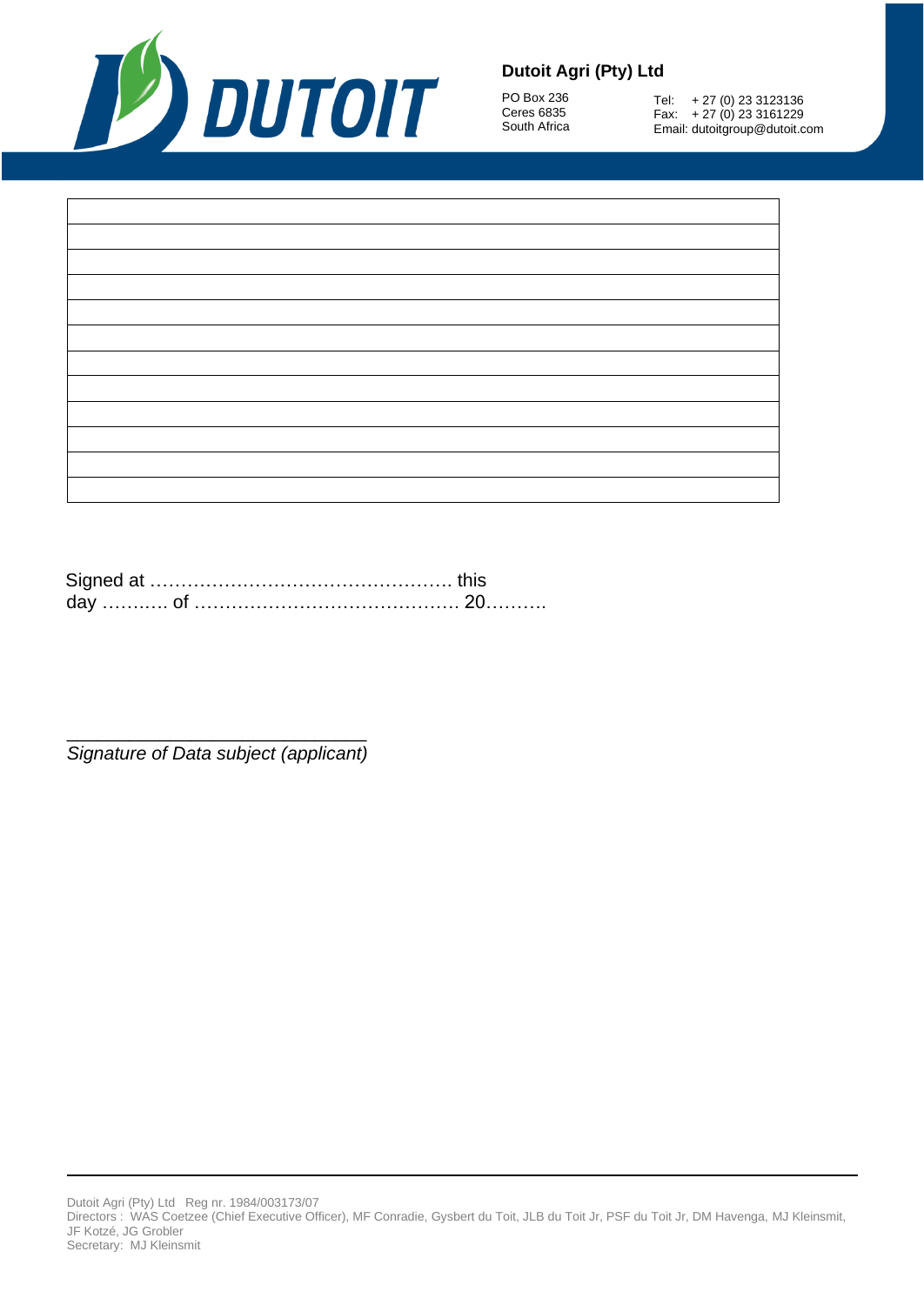| |
|---|
| |
| |
| |
| |
| |
| |
| |
| |
| |
| |
| |

Signed at ………………………………………….. this day ……….. of …………………………………….. 20……….

_______________________________
*Signature of Data subject (applicant)*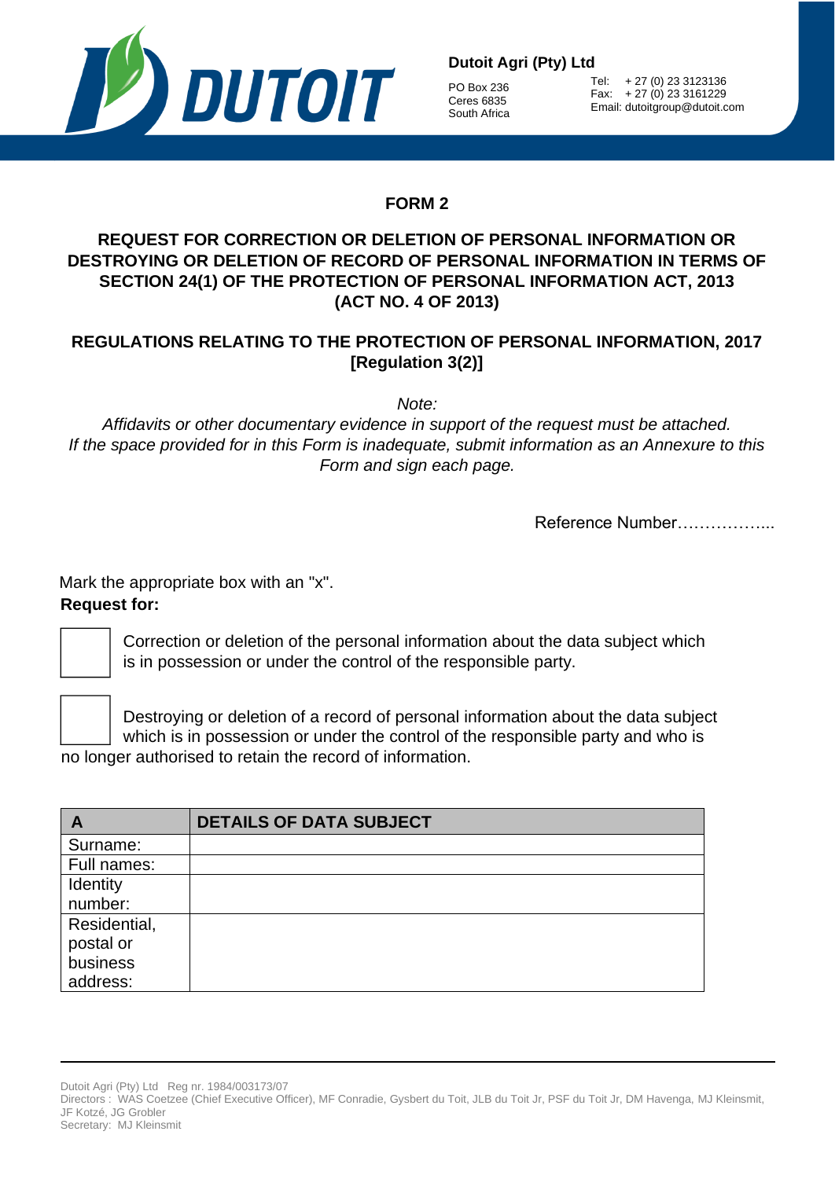**Dutoit Agri (Pty) Ltd**

PO Box 236
Ceres 6835
South Africa

Tel: + 27 (0) 23 3123136
Fax: + 27 (0) 23 3161229
Email: dutoitgroup@dutoit.com

## FORM 2

## REQUEST FOR CORRECTION OR DELETION OF PERSONAL INFORMATION OR DESTROYING OR DELETION OF RECORD OF PERSONAL INFORMATION IN TERMS OF SECTION 24(1) OF THE PROTECTION OF PERSONAL INFORMATION ACT, 2013 (ACT NO. 4 OF 2013)

## REGULATIONS RELATING TO THE PROTECTION OF PERSONAL INFORMATION, 2017 [Regulation 3(2)]

*Note:*
*Affidavits or other documentary evidence in support of the request must be attached.*
*If the space provided for in this Form is inadequate, submit information as an Annexure to this Form and sign each page.*

Reference Number……………...

Mark the appropriate box with an "x".

**Request for:**

☐ Correction or deletion of the personal information about the data subject which is in possession or under the control of the responsible party.

☐ Destroying or deletion of a record of personal information about the data subject which is in possession or under the control of the responsible party and who is no longer authorised to retain the record of information.

| **A** | **DETAILS OF DATA SUBJECT** |
|---|---|
| Surname: | |
| Full names: | |
| Identity number: | |
| Residential, postal or business address: | |

Dutoit Agri (Pty) Ltd Reg nr. 1984/003173/07
Directors : WAS Coetzee (Chief Executive Officer), MF Conradie, Gysbert du Toit, JLB du Toit Jr, PSF du Toit Jr, DM Havenga, MJ Kleinsmit, JF Kotzé, JG Grobler
Secretary: MJ Kleinsmit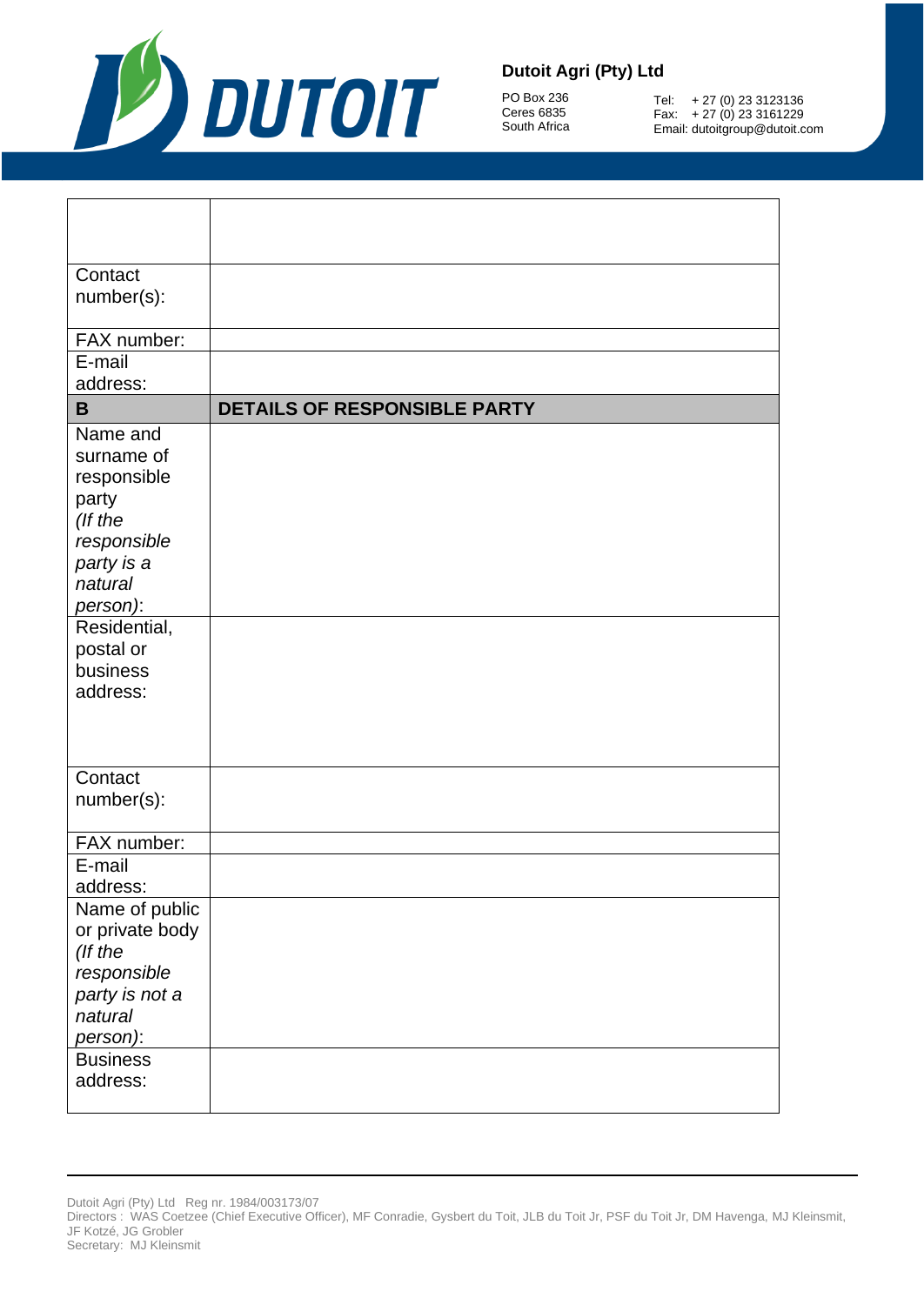| | |
|---|---|
| | |
| Contact number(s): | |
| FAX number: | |
| E-mail address: | |
| **B** | **DETAILS OF RESPONSIBLE PARTY** |
| Name and surname of responsible party *(If the responsible party is a natural person)*: | |
| Residential, postal or business address: | |
| Contact number(s): | |
| FAX number: | |
| E-mail address: | |
| Name of public or private body *(If the responsible party is not a natural person)*: | |
| Business address: | |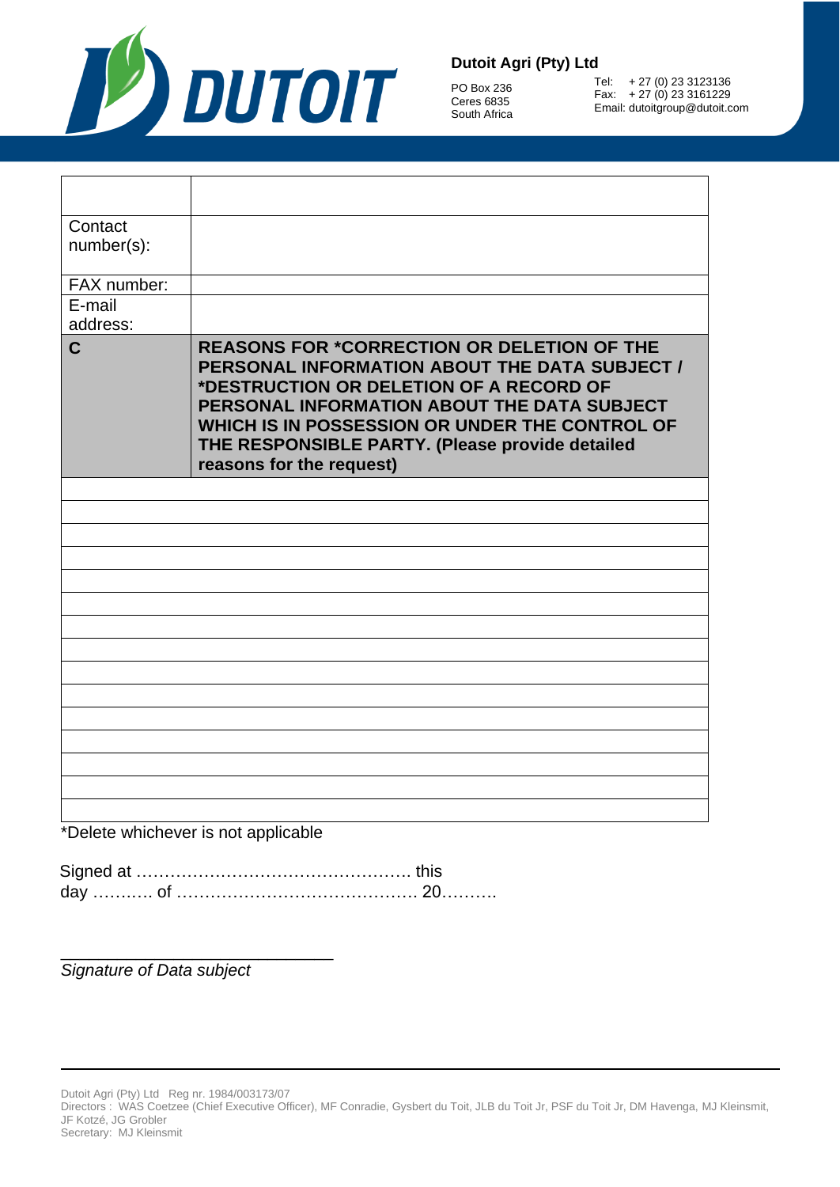| | |
|---|---|
| | |
| Contact number(s): | |
| FAX number: | |
| E-mail address: | |
| **C** | **REASONS FOR *CORRECTION OR DELETION OF THE PERSONAL INFORMATION ABOUT THE DATA SUBJECT / *DESTRUCTION OR DELETION OF A RECORD OF PERSONAL INFORMATION ABOUT THE DATA SUBJECT WHICH IS IN POSSESSION OR UNDER THE CONTROL OF THE RESPONSIBLE PARTY. (Please provide detailed reasons for the request)** |
| | |
| | |
| | |
| | |
| | |
| | |
| | |
| | |
| | |
| | |
| | |
| | |
| | |
| | |
| | |

*Delete whichever is not applicable

Signed at ………………………………………….. this day ……..…. of ……………………………………. 20……….

______________________________
*Signature of Data subject*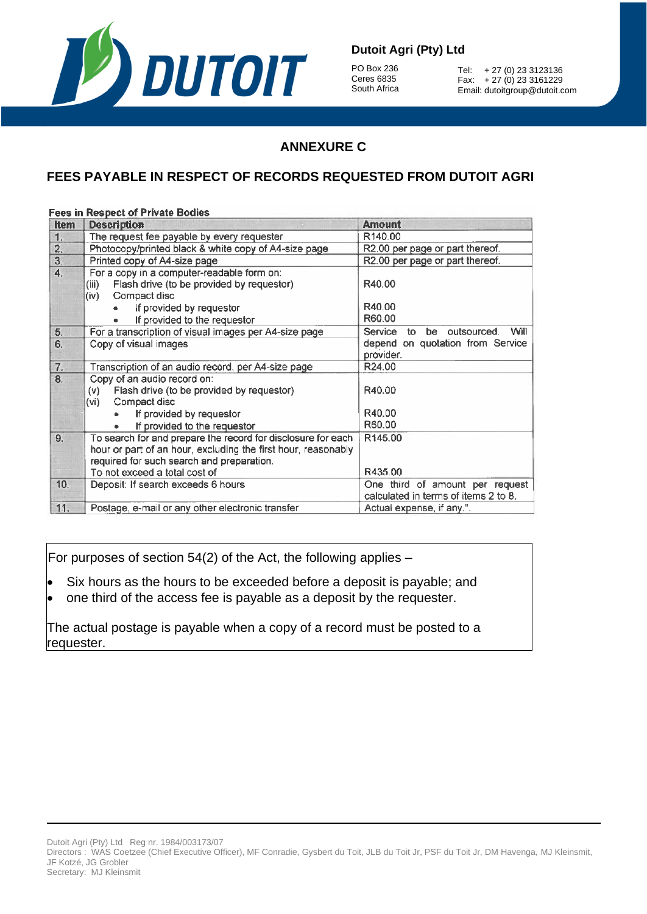Dutoit Agri (Pty) Ltd

PO Box 236
Ceres 6835
South Africa

Tel: + 27 (0) 23 3123136
Fax: + 27 (0) 23 3161229
Email: dutoitgroup@dutoit.com

## ANNEXURE C

## FEES PAYABLE IN RESPECT OF RECORDS REQUESTED FROM DUTOIT AGRI

**Fees in Respect of Private Bodies**

| Item | Description | Amount |
|---|---|---|
| 1. | The request fee payable by every requester | R140.00 |
| 2. | Photocopy/printed black & white copy of A4-size page | R2.00 per page or part thereof. |
| 3. | Printed copy of A4-size page | R2.00 per page or part thereof. |
| 4. | For a copy in a computer-readable form on:<br>(iii) Flash drive (to be provided by requestor)<br>(iv) Compact disc<br>• If provided by requestor<br>• If provided to the requestor | <br>R40.00<br><br>R40.00<br>R60.00 |
| 5. | For a transcription of visual images per A4-size page | Service to be outsourced. Will depend on quotation from Service provider. |
| 6. | Copy of visual images | |
| 7. | Transcription of an audio record, per A4-size page | R24.00 |
| 8. | Copy of an audio record on:<br>(v) Flash drive (to be provided by requestor)<br>(vi) Compact disc<br>• If provided by requestor<br>• If provided to the requestor | <br>R40.00<br><br>R40.00<br>R60.00 |
| 9. | To search for and prepare the record for disclosure for each hour or part of an hour, excluding the first hour, reasonably required for such search and preparation.<br>To not exceed a total cost of | R145.00<br><br><br>R435.00 |
| 10. | Deposit: If search exceeds 6 hours | One third of amount per request calculated in terms of items 2 to 8. |
| 11. | Postage, e-mail or any other electronic transfer | Actual expense, if any.". |

For purposes of section 54(2) of the Act, the following applies –

- Six hours as the hours to be exceeded before a deposit is payable; and
- one third of the access fee is payable as a deposit by the requester.

The actual postage is payable when a copy of a record must be posted to a requester.

Dutoit Agri (Pty) Ltd Reg nr. 1984/003173/07
Directors : WAS Coetzee (Chief Executive Officer), MF Conradie, Gysbert du Toit, JLB du Toit Jr, PSF du Toit Jr, DM Havenga, MJ Kleinsmit, JF Kotzé, JG Grobler
Secretary: MJ Kleinsmit